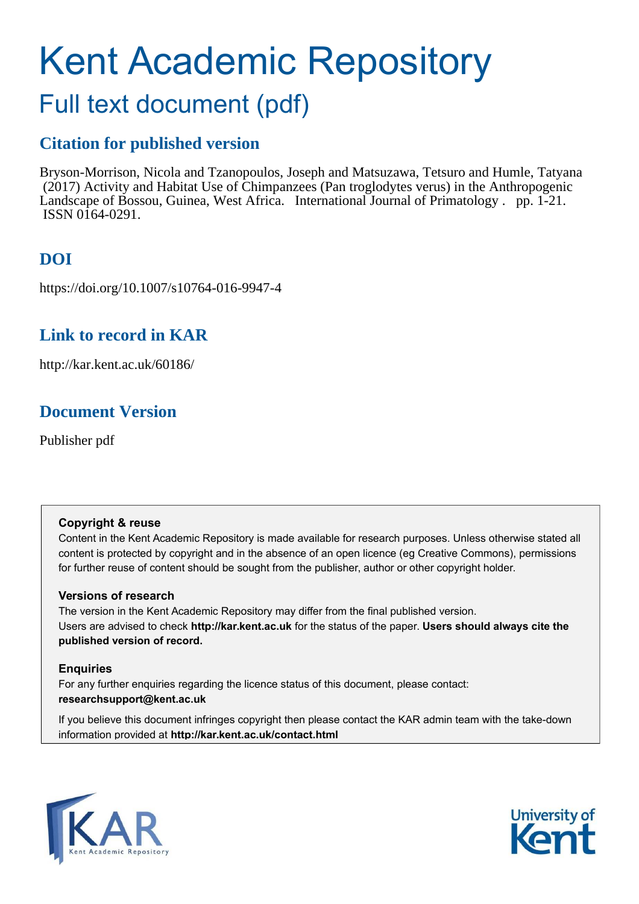# Kent Academic Repository

## Full text document (pdf)

### Citation for published version

Bryson-Morrison, Nicola and Tzanopoulos, Joseph and Matsuzawa, Tetsuro and Humle, Tatyana (2017) Activity and Habitat Use of Chimpanzees (Pan troglodytes verus) in the Anthropogenic Landscape of Bossou, Guinea, West Africa. International Journal of Primatology . pp. 1-21. ISSN 0164-0291.

### DOI

https://doi.org/10.1007/s10764-016-9947-4

### Link to record in KAR

http://kar.kent.ac.uk/60186/

### Document Version

Publisher pdf

**Copyright & reuse**

Content in the Kent Academic Repository is made available for research purposes. Unless otherwise stated all content is protected by copyright and in the absence of an open licence (eg Creative Commons), permissions for further reuse of content should be sought from the publisher, author or other copyright holder.

**Versions of research**

The version in the Kent Academic Repository may differ from the final published version. Users are advised to check **http://kar.kent.ac.uk** for the status of the paper. **Users should always cite the published version of record.**

**Enquiries**

For any further enquiries regarding the licence status of this document, please contact: **researchsupport@kent.ac.uk**

If you believe this document infringes copyright then please contact the KAR admin team with the take-down information provided at **http://kar.kent.ac.uk/contact.html**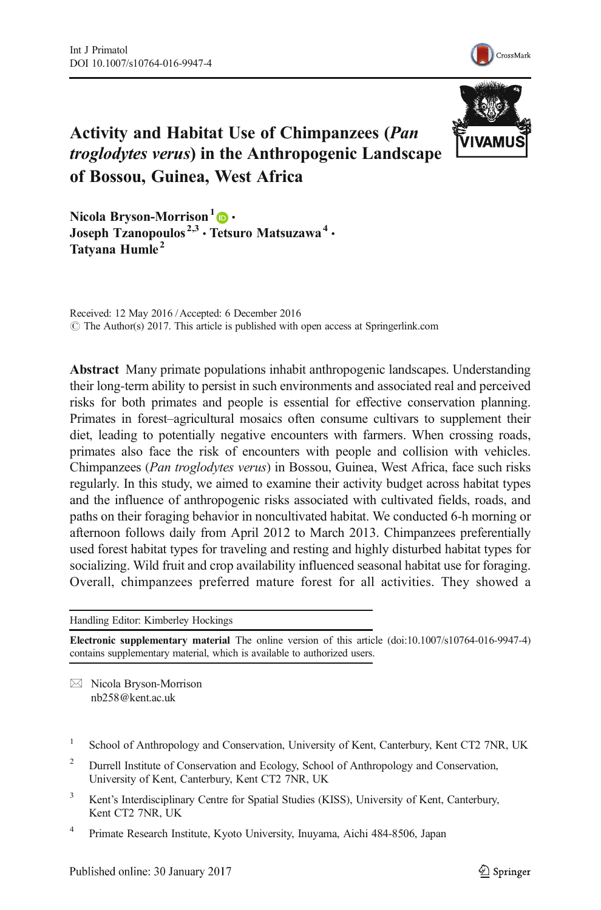# Activity and Habitat Use of Chimpanzees (*Pan troglodytes verus*) in the Anthropogenic Landscape of Bossou, Guinea, West Africa

**Nicola Bryson-Morrison**[1] · **Joseph Tzanopoulos**[2,3] · **Tetsuro Matsuzawa**[4] · **Tatyana Humle**[2]

Received: 12 May 2016 / Accepted: 6 December 2016
© The Author(s) 2017. This article is published with open access at Springerlink.com

**Abstract** Many primate populations inhabit anthropogenic landscapes. Understanding their long-term ability to persist in such environments and associated real and perceived risks for both primates and people is essential for effective conservation planning. Primates in forest–agricultural mosaics often consume cultivars to supplement their diet, leading to potentially negative encounters with farmers. When crossing roads, primates also face the risk of encounters with people and collision with vehicles. Chimpanzees (*Pan troglodytes verus*) in Bossou, Guinea, West Africa, face such risks regularly. In this study, we aimed to examine their activity budget across habitat types and the influence of anthropogenic risks associated with cultivated fields, roads, and paths on their foraging behavior in noncultivated habitat. We conducted 6-h morning or afternoon follows daily from April 2012 to March 2013. Chimpanzees preferentially used forest habitat types for traveling and resting and highly disturbed habitat types for socializing. Wild fruit and crop availability influenced seasonal habitat use for foraging. Overall, chimpanzees preferred mature forest for all activities. They showed a

Handling Editor: Kimberley Hockings

**Electronic supplementary material** The online version of this article (doi:10.1007/s10764-016-9947-4) contains supplementary material, which is available to authorized users.

✉ Nicola Bryson-Morrison
nb258@kent.ac.uk

1 School of Anthropology and Conservation, University of Kent, Canterbury, Kent CT2 7NR, UK

2 Durrell Institute of Conservation and Ecology, School of Anthropology and Conservation, University of Kent, Canterbury, Kent CT2 7NR, UK

3 Kent's Interdisciplinary Centre for Spatial Studies (KISS), University of Kent, Canterbury, Kent CT2 7NR, UK

4 Primate Research Institute, Kyoto University, Inuyama, Aichi 484-8506, Japan

Published online: 30 January 2017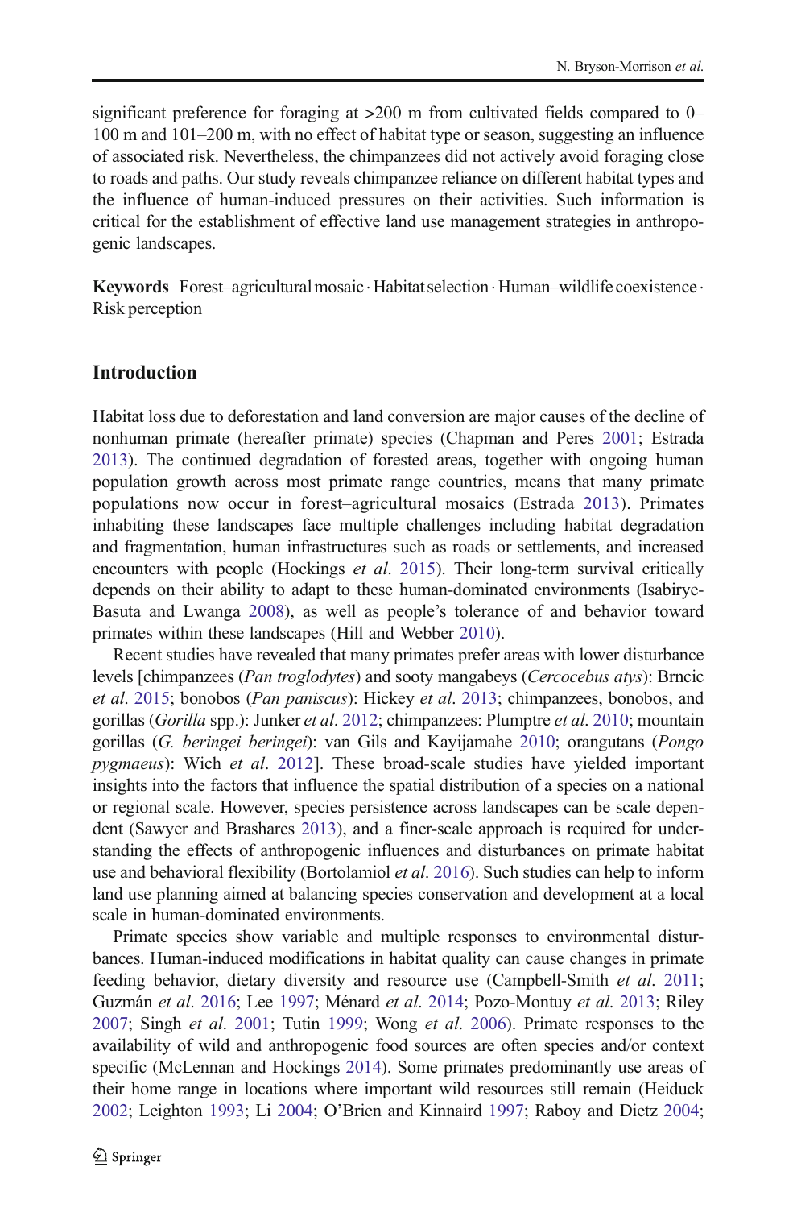significant preference for foraging at >200 m from cultivated fields compared to 0–100 m and 101–200 m, with no effect of habitat type or season, suggesting an influence of associated risk. Nevertheless, the chimpanzees did not actively avoid foraging close to roads and paths. Our study reveals chimpanzee reliance on different habitat types and the influence of human-induced pressures on their activities. Such information is critical for the establishment of effective land use management strategies in anthropogenic landscapes.

**Keywords** Forest–agricultural mosaic · Habitat selection · Human–wildlife coexistence · Risk perception

## Introduction

Habitat loss due to deforestation and land conversion are major causes of the decline of nonhuman primate (hereafter primate) species (Chapman and Peres 2001; Estrada 2013). The continued degradation of forested areas, together with ongoing human population growth across most primate range countries, means that many primate populations now occur in forest–agricultural mosaics (Estrada 2013). Primates inhabiting these landscapes face multiple challenges including habitat degradation and fragmentation, human infrastructures such as roads or settlements, and increased encounters with people (Hockings *et al*. 2015). Their long-term survival critically depends on their ability to adapt to these human-dominated environments (Isabirye-Basuta and Lwanga 2008), as well as people's tolerance of and behavior toward primates within these landscapes (Hill and Webber 2010).

Recent studies have revealed that many primates prefer areas with lower disturbance levels [chimpanzees (*Pan troglodytes*) and sooty mangabeys (*Cercocebus atys*): Brncic *et al*. 2015; bonobos (*Pan paniscus*): Hickey *et al*. 2013; chimpanzees, bonobos, and gorillas (*Gorilla* spp.): Junker *et al*. 2012; chimpanzees: Plumptre *et al*. 2010; mountain gorillas (*G. beringei beringei*): van Gils and Kayijamahe 2010; orangutans (*Pongo pygmaeus*): Wich *et al*. 2012]. These broad-scale studies have yielded important insights into the factors that influence the spatial distribution of a species on a national or regional scale. However, species persistence across landscapes can be scale dependent (Sawyer and Brashares 2013), and a finer-scale approach is required for understanding the effects of anthropogenic influences and disturbances on primate habitat use and behavioral flexibility (Bortolamiol *et al*. 2016). Such studies can help to inform land use planning aimed at balancing species conservation and development at a local scale in human-dominated environments.

Primate species show variable and multiple responses to environmental disturbances. Human-induced modifications in habitat quality can cause changes in primate feeding behavior, dietary diversity and resource use (Campbell-Smith *et al*. 2011; Guzmán *et al*. 2016; Lee 1997; Ménard *et al*. 2014; Pozo-Montuy *et al*. 2013; Riley 2007; Singh *et al*. 2001; Tutin 1999; Wong *et al*. 2006). Primate responses to the availability of wild and anthropogenic food sources are often species and/or context specific (McLennan and Hockings 2014). Some primates predominantly use areas of their home range in locations where important wild resources still remain (Heiduck 2002; Leighton 1993; Li 2004; O'Brien and Kinnaird 1997; Raboy and Dietz 2004;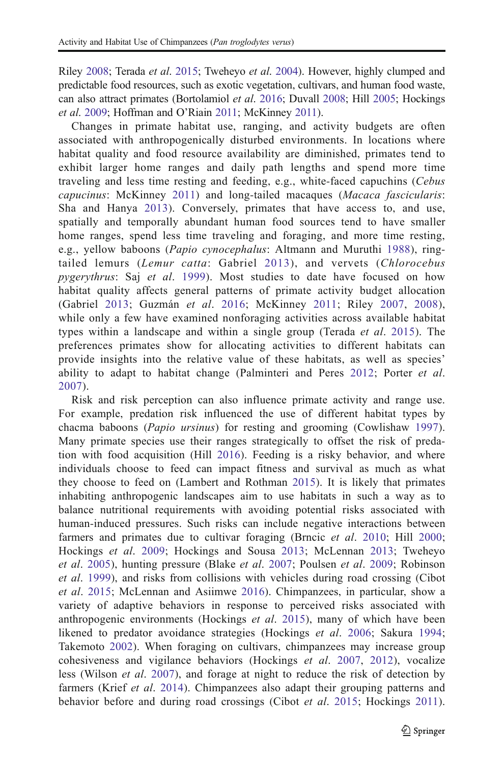Riley 2008; Terada *et al*. 2015; Tweheyo *et al*. 2004). However, highly clumped and predictable food resources, such as exotic vegetation, cultivars, and human food waste, can also attract primates (Bortolamiol *et al*. 2016; Duvall 2008; Hill 2005; Hockings *et al*. 2009; Hoffman and O'Riain 2011; McKinney 2011).

Changes in primate habitat use, ranging, and activity budgets are often associated with anthropogenically disturbed environments. In locations where habitat quality and food resource availability are diminished, primates tend to exhibit larger home ranges and daily path lengths and spend more time traveling and less time resting and feeding, e.g., white-faced capuchins (*Cebus capucinus*: McKinney 2011) and long-tailed macaques (*Macaca fascicularis*: Sha and Hanya 2013). Conversely, primates that have access to, and use, spatially and temporally abundant human food sources tend to have smaller home ranges, spend less time traveling and foraging, and more time resting, e.g., yellow baboons (*Papio cynocephalus*: Altmann and Muruthi 1988), ring-tailed lemurs (*Lemur catta*: Gabriel 2013), and vervets (*Chlorocebus pygerythrus*: Saj *et al*. 1999). Most studies to date have focused on how habitat quality affects general patterns of primate activity budget allocation (Gabriel 2013; Guzmán *et al*. 2016; McKinney 2011; Riley 2007, 2008), while only a few have examined nonforaging activities across available habitat types within a landscape and within a single group (Terada *et al*. 2015). The preferences primates show for allocating activities to different habitats can provide insights into the relative value of these habitats, as well as species' ability to adapt to habitat change (Palminteri and Peres 2012; Porter *et al*. 2007).

Risk and risk perception can also influence primate activity and range use. For example, predation risk influenced the use of different habitat types by chacma baboons (*Papio ursinus*) for resting and grooming (Cowlishaw 1997). Many primate species use their ranges strategically to offset the risk of predation with food acquisition (Hill 2016). Feeding is a risky behavior, and where individuals choose to feed can impact fitness and survival as much as what they choose to feed on (Lambert and Rothman 2015). It is likely that primates inhabiting anthropogenic landscapes aim to use habitats in such a way as to balance nutritional requirements with avoiding potential risks associated with human-induced pressures. Such risks can include negative interactions between farmers and primates due to cultivar foraging (Brncic *et al*. 2010; Hill 2000; Hockings *et al*. 2009; Hockings and Sousa 2013; McLennan 2013; Tweheyo *et al*. 2005), hunting pressure (Blake *et al*. 2007; Poulsen *et al*. 2009; Robinson *et al*. 1999), and risks from collisions with vehicles during road crossing (Cibot *et al*. 2015; McLennan and Asiimwe 2016). Chimpanzees, in particular, show a variety of adaptive behaviors in response to perceived risks associated with anthropogenic environments (Hockings *et al*. 2015), many of which have been likened to predator avoidance strategies (Hockings *et al*. 2006; Sakura 1994; Takemoto 2002). When foraging on cultivars, chimpanzees may increase group cohesiveness and vigilance behaviors (Hockings *et al*. 2007, 2012), vocalize less (Wilson *et al*. 2007), and forage at night to reduce the risk of detection by farmers (Krief *et al*. 2014). Chimpanzees also adapt their grouping patterns and behavior before and during road crossings (Cibot *et al*. 2015; Hockings 2011).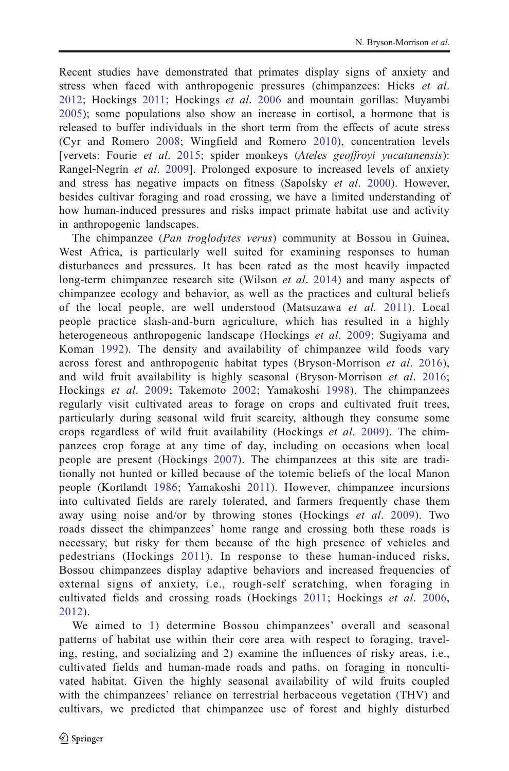Recent studies have demonstrated that primates display signs of anxiety and stress when faced with anthropogenic pressures (chimpanzees: Hicks *et al*. 2012; Hockings 2011; Hockings *et al*. 2006 and mountain gorillas: Muyambi 2005); some populations also show an increase in cortisol, a hormone that is released to buffer individuals in the short term from the effects of acute stress (Cyr and Romero 2008; Wingfield and Romero 2010), concentration levels [vervets: Fourie *et al*. 2015; spider monkeys (*Ateles geoffroyi yucatanensis*): Rangel-Negrín *et al*. 2009]. Prolonged exposure to increased levels of anxiety and stress has negative impacts on fitness (Sapolsky *et al*. 2000). However, besides cultivar foraging and road crossing, we have a limited understanding of how human-induced pressures and risks impact primate habitat use and activity in anthropogenic landscapes.

The chimpanzee (*Pan troglodytes verus*) community at Bossou in Guinea, West Africa, is particularly well suited for examining responses to human disturbances and pressures. It has been rated as the most heavily impacted long-term chimpanzee research site (Wilson *et al*. 2014) and many aspects of chimpanzee ecology and behavior, as well as the practices and cultural beliefs of the local people, are well understood (Matsuzawa *et al.* 2011). Local people practice slash-and-burn agriculture, which has resulted in a highly heterogeneous anthropogenic landscape (Hockings *et al*. 2009; Sugiyama and Koman 1992). The density and availability of chimpanzee wild foods vary across forest and anthropogenic habitat types (Bryson-Morrison *et al*. 2016), and wild fruit availability is highly seasonal (Bryson-Morrison *et al*. 2016; Hockings *et al*. 2009; Takemoto 2002; Yamakoshi 1998). The chimpanzees regularly visit cultivated areas to forage on crops and cultivated fruit trees, particularly during seasonal wild fruit scarcity, although they consume some crops regardless of wild fruit availability (Hockings *et al*. 2009). The chimpanzees crop forage at any time of day, including on occasions when local people are present (Hockings 2007). The chimpanzees at this site are traditionally not hunted or killed because of the totemic beliefs of the local Manon people (Kortlandt 1986; Yamakoshi 2011). However, chimpanzee incursions into cultivated fields are rarely tolerated, and farmers frequently chase them away using noise and/or by throwing stones (Hockings *et al*. 2009). Two roads dissect the chimpanzees' home range and crossing both these roads is necessary, but risky for them because of the high presence of vehicles and pedestrians (Hockings 2011). In response to these human-induced risks, Bossou chimpanzees display adaptive behaviors and increased frequencies of external signs of anxiety, i.e., rough-self scratching, when foraging in cultivated fields and crossing roads (Hockings 2011; Hockings *et al*. 2006, 2012).

We aimed to 1) determine Bossou chimpanzees' overall and seasonal patterns of habitat use within their core area with respect to foraging, traveling, resting, and socializing and 2) examine the influences of risky areas, i.e., cultivated fields and human-made roads and paths, on foraging in noncultivated habitat. Given the highly seasonal availability of wild fruits coupled with the chimpanzees' reliance on terrestrial herbaceous vegetation (THV) and cultivars, we predicted that chimpanzee use of forest and highly disturbed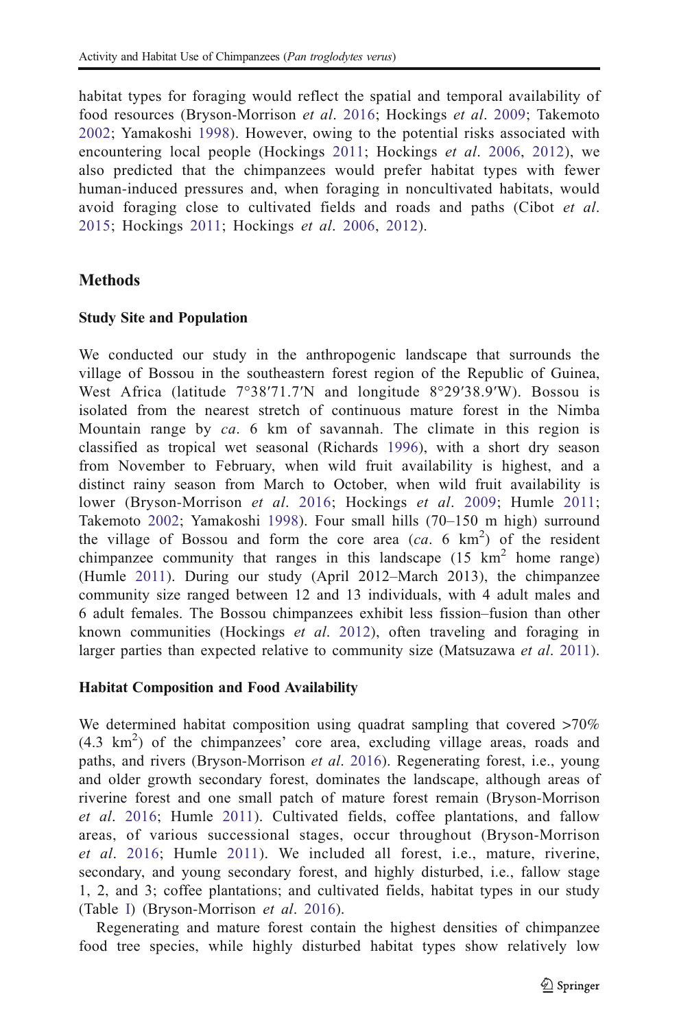habitat types for foraging would reflect the spatial and temporal availability of food resources (Bryson-Morrison *et al*. 2016; Hockings *et al*. 2009; Takemoto 2002; Yamakoshi 1998). However, owing to the potential risks associated with encountering local people (Hockings 2011; Hockings *et al*. 2006, 2012), we also predicted that the chimpanzees would prefer habitat types with fewer human-induced pressures and, when foraging in noncultivated habitats, would avoid foraging close to cultivated fields and roads and paths (Cibot *et al*. 2015; Hockings 2011; Hockings *et al*. 2006, 2012).

## Methods

### Study Site and Population

We conducted our study in the anthropogenic landscape that surrounds the village of Bossou in the southeastern forest region of the Republic of Guinea, West Africa (latitude 7°38′71.7′N and longitude 8°29′38.9′W). Bossou is isolated from the nearest stretch of continuous mature forest in the Nimba Mountain range by *ca*. 6 km of savannah. The climate in this region is classified as tropical wet seasonal (Richards 1996), with a short dry season from November to February, when wild fruit availability is highest, and a distinct rainy season from March to October, when wild fruit availability is lower (Bryson-Morrison *et al*. 2016; Hockings *et al*. 2009; Humle 2011; Takemoto 2002; Yamakoshi 1998). Four small hills (70–150 m high) surround the village of Bossou and form the core area (*ca*. 6 km$^2$) of the resident chimpanzee community that ranges in this landscape (15 km$^2$ home range) (Humle 2011). During our study (April 2012–March 2013), the chimpanzee community size ranged between 12 and 13 individuals, with 4 adult males and 6 adult females. The Bossou chimpanzees exhibit less fission–fusion than other known communities (Hockings *et al*. 2012), often traveling and foraging in larger parties than expected relative to community size (Matsuzawa *et al*. 2011).

### Habitat Composition and Food Availability

We determined habitat composition using quadrat sampling that covered >70% (4.3 km$^2$) of the chimpanzees' core area, excluding village areas, roads and paths, and rivers (Bryson-Morrison *et al*. 2016). Regenerating forest, i.e., young and older growth secondary forest, dominates the landscape, although areas of riverine forest and one small patch of mature forest remain (Bryson-Morrison *et al*. 2016; Humle 2011). Cultivated fields, coffee plantations, and fallow areas, of various successional stages, occur throughout (Bryson-Morrison *et al*. 2016; Humle 2011). We included all forest, i.e., mature, riverine, secondary, and young secondary forest, and highly disturbed, i.e., fallow stage 1, 2, and 3; coffee plantations; and cultivated fields, habitat types in our study (Table I) (Bryson-Morrison *et al*. 2016).

Regenerating and mature forest contain the highest densities of chimpanzee food tree species, while highly disturbed habitat types show relatively low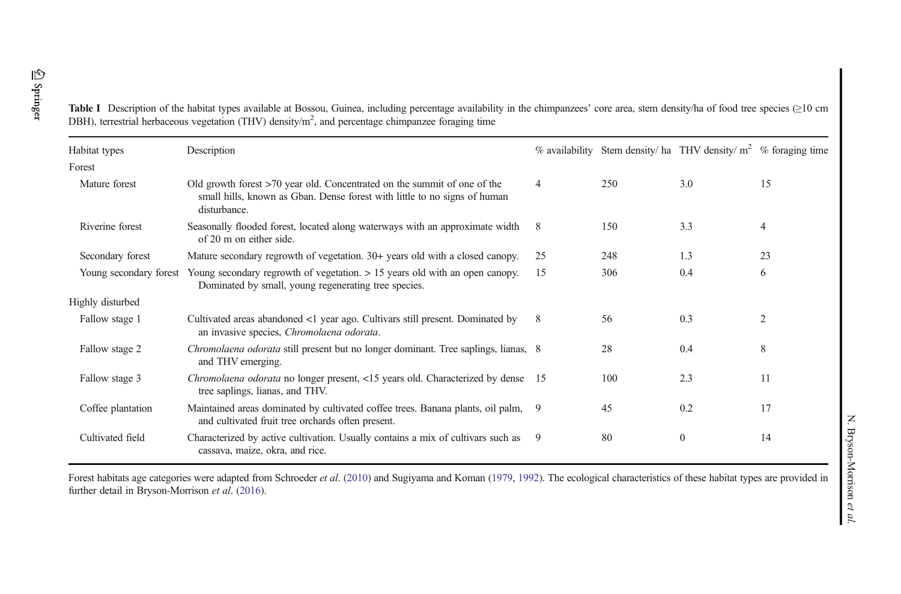**Table I** Description of the habitat types available at Bossou, Guinea, including percentage availability in the chimpanzees' core area, stem density/ha of food tree species (≥10 cm DBH), terrestrial herbaceous vegetation (THV) density/$m^2$, and percentage chimpanzee foraging time

| Habitat types | Description | % availability | Stem density/ ha | THV density/ $m^2$ | % foraging time |
|---|---|---|---|---|---|
| Forest | | | | | |
| Mature forest | Old growth forest >70 year old. Concentrated on the summit of one of the small hills, known as Gban. Dense forest with little to no signs of human disturbance. | 4 | 250 | 3.0 | 15 |
| Riverine forest | Seasonally flooded forest, located along waterways with an approximate width of 20 m on either side. | 8 | 150 | 3.3 | 4 |
| Secondary forest | Mature secondary regrowth of vegetation. 30+ years old with a closed canopy. | 25 | 248 | 1.3 | 23 |
| Young secondary forest | Young secondary regrowth of vegetation. > 15 years old with an open canopy. Dominated by small, young regenerating tree species. | 15 | 306 | 0.4 | 6 |
| Highly disturbed | | | | | |
| Fallow stage 1 | Cultivated areas abandoned <1 year ago. Cultivars still present. Dominated by an invasive species, *Chromolaena odorata*. | 8 | 56 | 0.3 | 2 |
| Fallow stage 2 | *Chromolaena odorata* still present but no longer dominant. Tree saplings, lianas, and THV emerging. | 8 | 28 | 0.4 | 8 |
| Fallow stage 3 | *Chromolaena odorata* no longer present, <15 years old. Characterized by dense tree saplings, lianas, and THV. | 15 | 100 | 2.3 | 11 |
| Coffee plantation | Maintained areas dominated by cultivated coffee trees. Banana plants, oil palm, and cultivated fruit tree orchards often present. | 9 | 45 | 0.2 | 17 |
| Cultivated field | Characterized by active cultivation. Usually contains a mix of cultivars such as cassava, maize, okra, and rice. | 9 | 80 | 0 | 14 |

Forest habitats age categories were adapted from Schroeder *et al*. (2010) and Sugiyama and Koman (1979, 1992). The ecological characteristics of these habitat types are provided in further detail in Bryson-Morrison *et al*. (2016).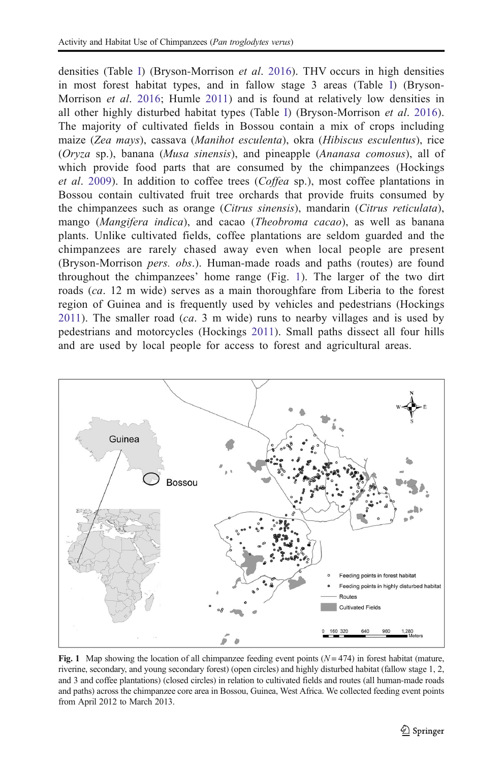densities (Table I) (Bryson-Morrison *et al*. 2016). THV occurs in high densities in most forest habitat types, and in fallow stage 3 areas (Table I) (Bryson-Morrison *et al*. 2016; Humle 2011) and is found at relatively low densities in all other highly disturbed habitat types (Table I) (Bryson-Morrison *et al*. 2016). The majority of cultivated fields in Bossou contain a mix of crops including maize (*Zea mays*), cassava (*Manihot esculenta*), okra (*Hibiscus esculentus*), rice (*Oryza* sp.), banana (*Musa sinensis*), and pineapple (*Ananasa comosus*), all of which provide food parts that are consumed by the chimpanzees (Hockings *et al*. 2009). In addition to coffee trees (*Coffea* sp.), most coffee plantations in Bossou contain cultivated fruit tree orchards that provide fruits consumed by the chimpanzees such as orange (*Citrus sinensis*), mandarin (*Citrus reticulata*), mango (*Mangifera indica*), and cacao (*Theobroma cacao*), as well as banana plants. Unlike cultivated fields, coffee plantations are seldom guarded and the chimpanzees are rarely chased away even when local people are present (Bryson-Morrison *pers. obs*.). Human-made roads and paths (routes) are found throughout the chimpanzees' home range (Fig. 1). The larger of the two dirt roads (*ca*. 12 m wide) serves as a main thoroughfare from Liberia to the forest region of Guinea and is frequently used by vehicles and pedestrians (Hockings 2011). The smaller road (*ca*. 3 m wide) runs to nearby villages and is used by pedestrians and motorcycles (Hockings 2011). Small paths dissect all four hills and are used by local people for access to forest and agricultural areas.

**Fig. 1** Map showing the location of all chimpanzee feeding event points ($N = 474$) in forest habitat (mature, riverine, secondary, and young secondary forest) (open circles) and highly disturbed habitat (fallow stage 1, 2, and 3 and coffee plantations) (closed circles) in relation to cultivated fields and routes (all human-made roads and paths) across the chimpanzee core area in Bossou, Guinea, West Africa. We collected feeding event points from April 2012 to March 2013.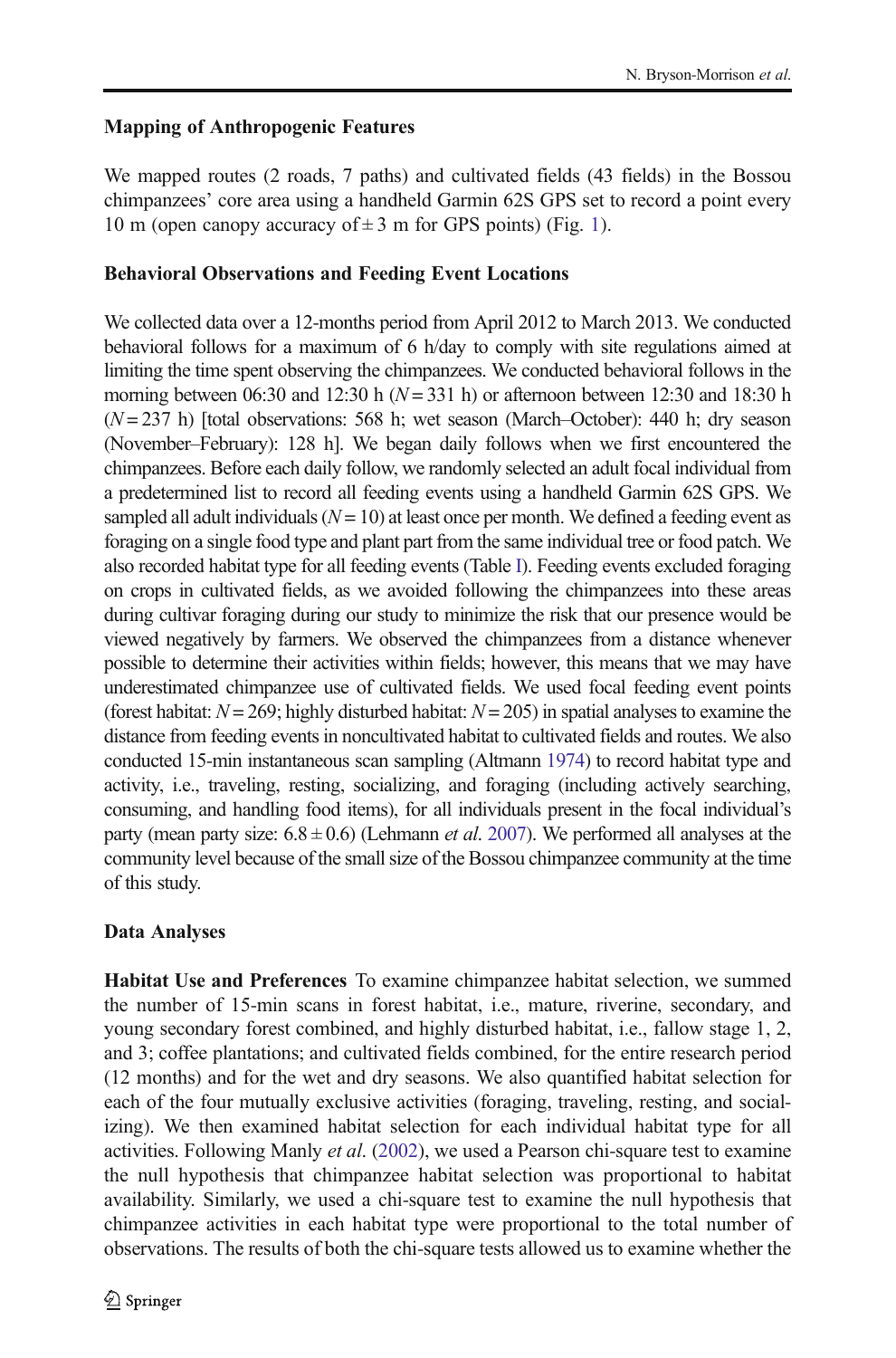## Mapping of Anthropogenic Features

We mapped routes (2 roads, 7 paths) and cultivated fields (43 fields) in the Bossou chimpanzees' core area using a handheld Garmin 62S GPS set to record a point every 10 m (open canopy accuracy of ± 3 m for GPS points) (Fig. 1).

## Behavioral Observations and Feeding Event Locations

We collected data over a 12-months period from April 2012 to March 2013. We conducted behavioral follows for a maximum of 6 h/day to comply with site regulations aimed at limiting the time spent observing the chimpanzees. We conducted behavioral follows in the morning between 06:30 and 12:30 h ($N = 331$ h) or afternoon between 12:30 and 18:30 h ($N = 237$ h) [total observations: 568 h; wet season (March–October): 440 h; dry season (November–February): 128 h]. We began daily follows when we first encountered the chimpanzees. Before each daily follow, we randomly selected an adult focal individual from a predetermined list to record all feeding events using a handheld Garmin 62S GPS. We sampled all adult individuals ($N = 10$) at least once per month. We defined a feeding event as foraging on a single food type and plant part from the same individual tree or food patch. We also recorded habitat type for all feeding events (Table I). Feeding events excluded foraging on crops in cultivated fields, as we avoided following the chimpanzees into these areas during cultivar foraging during our study to minimize the risk that our presence would be viewed negatively by farmers. We observed the chimpanzees from a distance whenever possible to determine their activities within fields; however, this means that we may have underestimated chimpanzee use of cultivated fields. We used focal feeding event points (forest habitat: $N = 269$; highly disturbed habitat: $N = 205$) in spatial analyses to examine the distance from feeding events in noncultivated habitat to cultivated fields and routes. We also conducted 15-min instantaneous scan sampling (Altmann 1974) to record habitat type and activity, i.e., traveling, resting, socializing, and foraging (including actively searching, consuming, and handling food items), for all individuals present in the focal individual's party (mean party size: $6.8 \pm 0.6$) (Lehmann *et al*. 2007). We performed all analyses at the community level because of the small size of the Bossou chimpanzee community at the time of this study.

## Data Analyses

**Habitat Use and Preferences** To examine chimpanzee habitat selection, we summed the number of 15-min scans in forest habitat, i.e., mature, riverine, secondary, and young secondary forest combined, and highly disturbed habitat, i.e., fallow stage 1, 2, and 3; coffee plantations; and cultivated fields combined, for the entire research period (12 months) and for the wet and dry seasons. We also quantified habitat selection for each of the four mutually exclusive activities (foraging, traveling, resting, and socializing). We then examined habitat selection for each individual habitat type for all activities. Following Manly *et al*. (2002), we used a Pearson chi-square test to examine the null hypothesis that chimpanzee habitat selection was proportional to habitat availability. Similarly, we used a chi-square test to examine the null hypothesis that chimpanzee activities in each habitat type were proportional to the total number of observations. The results of both the chi-square tests allowed us to examine whether the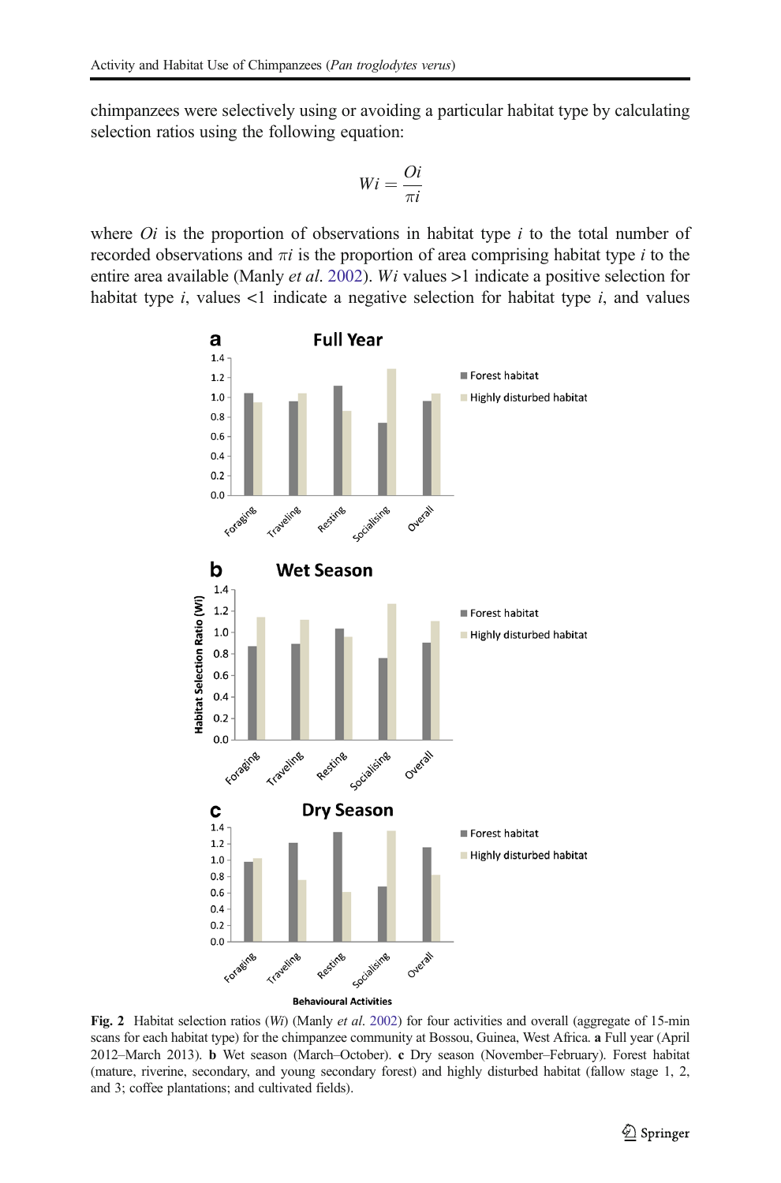chimpanzees were selectively using or avoiding a particular habitat type by calculating selection ratios using the following equation:

$$Wi = \frac{Oi}{\pi i}$$

where $Oi$ is the proportion of observations in habitat type $i$ to the total number of recorded observations and $\pi i$ is the proportion of area comprising habitat type $i$ to the entire area available (Manly *et al.* 2002). $Wi$ values >1 indicate a positive selection for habitat type $i$, values <1 indicate a negative selection for habitat type $i$, and values

**Fig. 2** Habitat selection ratios ($Wi$) (Manly *et al.* 2002) for four activities and overall (aggregate of 15-min scans for each habitat type) for the chimpanzee community at Bossou, Guinea, West Africa. **a** Full year (April 2012–March 2013). **b** Wet season (March–October). **c** Dry season (November–February). Forest habitat (mature, riverine, secondary, and young secondary forest) and highly disturbed habitat (fallow stage 1, 2, and 3; coffee plantations; and cultivated fields).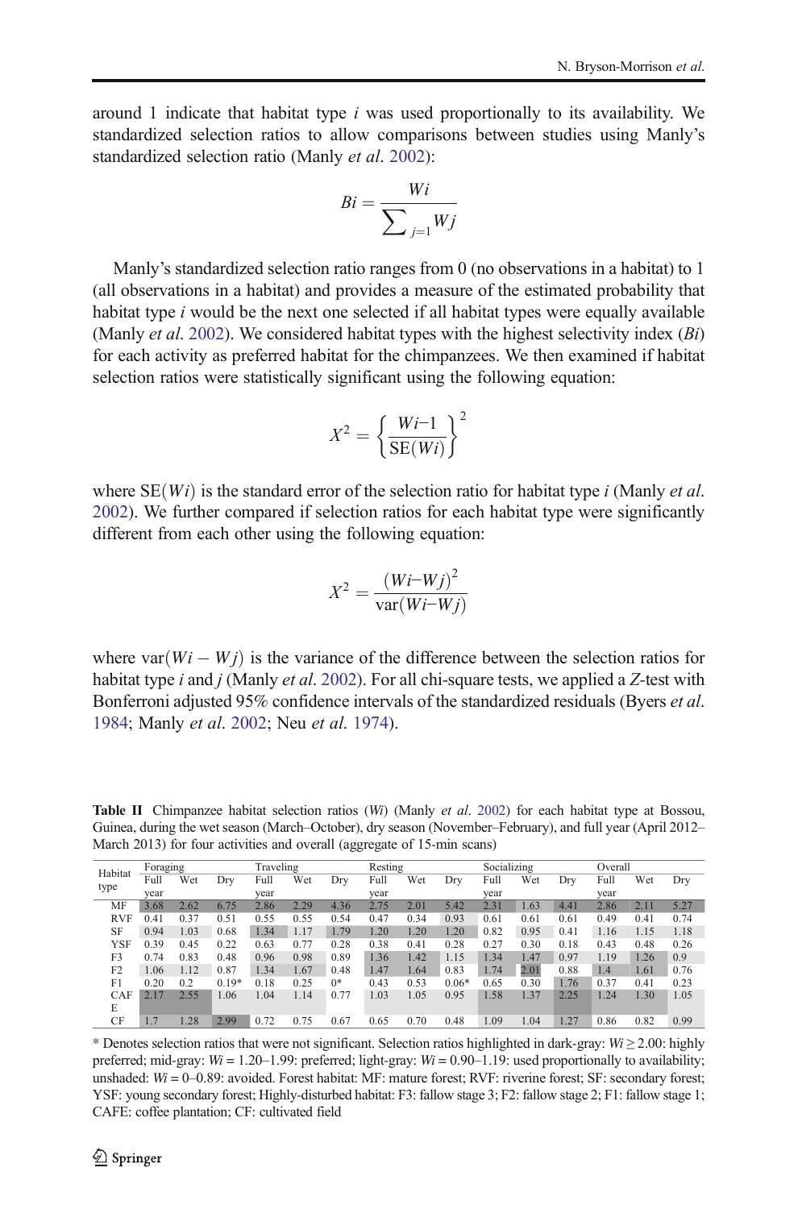around 1 indicate that habitat type $i$ was used proportionally to its availability. We standardized selection ratios to allow comparisons between studies using Manly's standardized selection ratio (Manly *et al.* 2002):

$$Bi = \frac{Wi}{\sum_{j=1} Wj}$$

Manly's standardized selection ratio ranges from 0 (no observations in a habitat) to 1 (all observations in a habitat) and provides a measure of the estimated probability that habitat type $i$ would be the next one selected if all habitat types were equally available (Manly *et al.* 2002). We considered habitat types with the highest selectivity index ($Bi$) for each activity as preferred habitat for the chimpanzees. We then examined if habitat selection ratios were statistically significant using the following equation:

$$X^2 = \left\{ \frac{Wi - 1}{\mathrm{SE}(Wi)} \right\}^2$$

where $\mathrm{SE}(Wi)$ is the standard error of the selection ratio for habitat type $i$ (Manly *et al.* 2002). We further compared if selection ratios for each habitat type were significantly different from each other using the following equation:

$$X^2 = \frac{(Wi - Wj)^2}{\mathrm{var}(Wi - Wj)}$$

where $\mathrm{var}(Wi - Wj)$ is the variance of the difference between the selection ratios for habitat type $i$ and $j$ (Manly *et al.* 2002). For all chi-square tests, we applied a $Z$-test with Bonferroni adjusted 95% confidence intervals of the standardized residuals (Byers *et al.* 1984; Manly *et al.* 2002; Neu *et al.* 1974).

**Table II** Chimpanzee habitat selection ratios (*Wi*) (Manly *et al.* 2002) for each habitat type at Bossou, Guinea, during the wet season (March–October), dry season (November–February), and full year (April 2012–March 2013) for four activities and overall (aggregate of 15-min scans)

| Habitat type | Foraging | | | Traveling | | | Resting | | | Socializing | | | Overall | | |
|---|---|---|---|---|---|---|---|---|---|---|---|---|---|---|---|
| | Full year | Wet | Dry | Full year | Wet | Dry | Full year | Wet | Dry | Full year | Wet | Dry | Full year | Wet | Dry |
| MF | 3.68 | 2.62 | 6.75 | 2.86 | 2.29 | 4.36 | 2.75 | 2.01 | 5.42 | 2.31 | 1.63 | 4.41 | 2.86 | 2.11 | 5.27 |
| RVF | 0.41 | 0.37 | 0.51 | 0.55 | 0.55 | 0.54 | 0.47 | 0.34 | 0.93 | 0.61 | 0.61 | 0.61 | 0.49 | 0.41 | 0.74 |
| SF | 0.94 | 1.03 | 0.68 | 1.34 | 1.17 | 1.79 | 1.20 | 1.20 | 1.20 | 0.82 | 0.95 | 0.41 | 1.16 | 1.15 | 1.18 |
| YSF | 0.39 | 0.45 | 0.22 | 0.63 | 0.77 | 0.28 | 0.38 | 0.41 | 0.28 | 0.27 | 0.30 | 0.18 | 0.43 | 0.48 | 0.26 |
| F3 | 0.74 | 0.83 | 0.48 | 0.96 | 0.98 | 0.89 | 1.36 | 1.42 | 1.15 | 1.34 | 1.47 | 0.97 | 1.19 | 1.26 | 0.9 |
| F2 | 1.06 | 1.12 | 0.87 | 1.34 | 1.67 | 0.48 | 1.47 | 1.64 | 0.83 | 1.74 | 2.01 | 0.88 | 1.4 | 1.61 | 0.76 |
| F1 | 0.20 | 0.2 | 0.19* | 0.18 | 0.25 | 0* | 0.43 | 0.53 | 0.06* | 0.65 | 0.30 | 1.76 | 0.37 | 0.41 | 0.23 |
| CAFE | 2.17 | 2.55 | 1.06 | 1.04 | 1.14 | 0.77 | 1.03 | 1.05 | 0.95 | 1.58 | 1.37 | 2.25 | 1.24 | 1.30 | 1.05 |
| CF | 1.7 | 1.28 | 2.99 | 0.72 | 0.75 | 0.67 | 0.65 | 0.70 | 0.48 | 1.09 | 1.04 | 1.27 | 0.86 | 0.82 | 0.99 |

* Denotes selection ratios that were not significant. Selection ratios highlighted in dark-gray: $Wi \geq 2.00$: highly preferred; mid-gray: $Wi$ = 1.20–1.99: preferred; light-gray: $Wi$ = 0.90–1.19: used proportionally to availability; unshaded: $Wi$ = 0–0.89: avoided. Forest habitat: MF: mature forest; RVF: riverine forest; SF: secondary forest; YSF: young secondary forest; Highly-disturbed habitat: F3: fallow stage 3; F2: fallow stage 2; F1: fallow stage 1; CAFE: coffee plantation; CF: cultivated field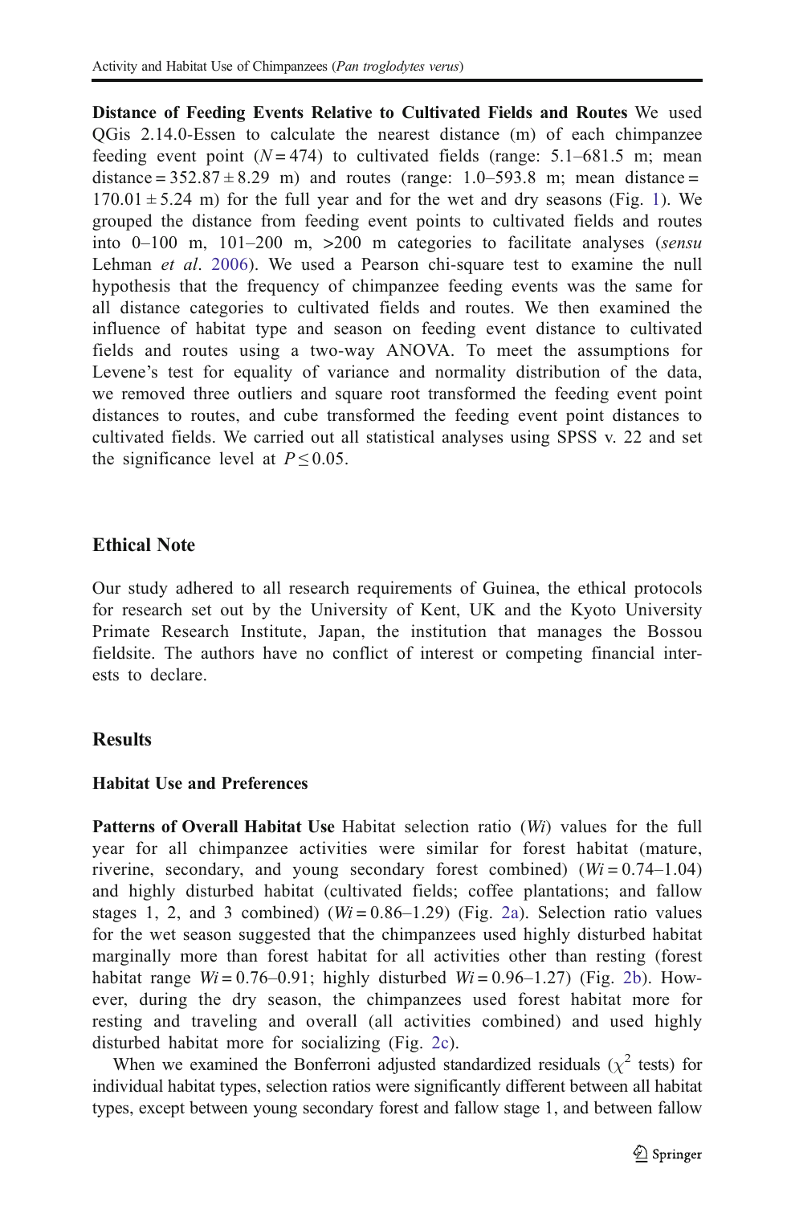**Distance of Feeding Events Relative to Cultivated Fields and Routes** We used QGis 2.14.0-Essen to calculate the nearest distance (m) of each chimpanzee feeding event point ($N = 474$) to cultivated fields (range: 5.1–681.5 m; mean distance = $352.87 \pm 8.29$ m) and routes (range: 1.0–593.8 m; mean distance = $170.01 \pm 5.24$ m) for the full year and for the wet and dry seasons (Fig. 1). We grouped the distance from feeding event points to cultivated fields and routes into 0–100 m, 101–200 m, >200 m categories to facilitate analyses (*sensu* Lehman *et al*. 2006). We used a Pearson chi-square test to examine the null hypothesis that the frequency of chimpanzee feeding events was the same for all distance categories to cultivated fields and routes. We then examined the influence of habitat type and season on feeding event distance to cultivated fields and routes using a two-way ANOVA. To meet the assumptions for Levene's test for equality of variance and normality distribution of the data, we removed three outliers and square root transformed the feeding event point distances to routes, and cube transformed the feeding event point distances to cultivated fields. We carried out all statistical analyses using SPSS v. 22 and set the significance level at $P \leq 0.05$.

## Ethical Note

Our study adhered to all research requirements of Guinea, the ethical protocols for research set out by the University of Kent, UK and the Kyoto University Primate Research Institute, Japan, the institution that manages the Bossou fieldsite. The authors have no conflict of interest or competing financial interests to declare.

## Results

### Habitat Use and Preferences

**Patterns of Overall Habitat Use** Habitat selection ratio ($Wi$) values for the full year for all chimpanzee activities were similar for forest habitat (mature, riverine, secondary, and young secondary forest combined) ($Wi = 0.74$–$1.04$) and highly disturbed habitat (cultivated fields; coffee plantations; and fallow stages 1, 2, and 3 combined) ($Wi = 0.86$–$1.29$) (Fig. 2a). Selection ratio values for the wet season suggested that the chimpanzees used highly disturbed habitat marginally more than forest habitat for all activities other than resting (forest habitat range $Wi = 0.76$–$0.91$; highly disturbed $Wi = 0.96$–$1.27$) (Fig. 2b). However, during the dry season, the chimpanzees used forest habitat more for resting and traveling and overall (all activities combined) and used highly disturbed habitat more for socializing (Fig. 2c).

When we examined the Bonferroni adjusted standardized residuals ($\chi^2$ tests) for individual habitat types, selection ratios were significantly different between all habitat types, except between young secondary forest and fallow stage 1, and between fallow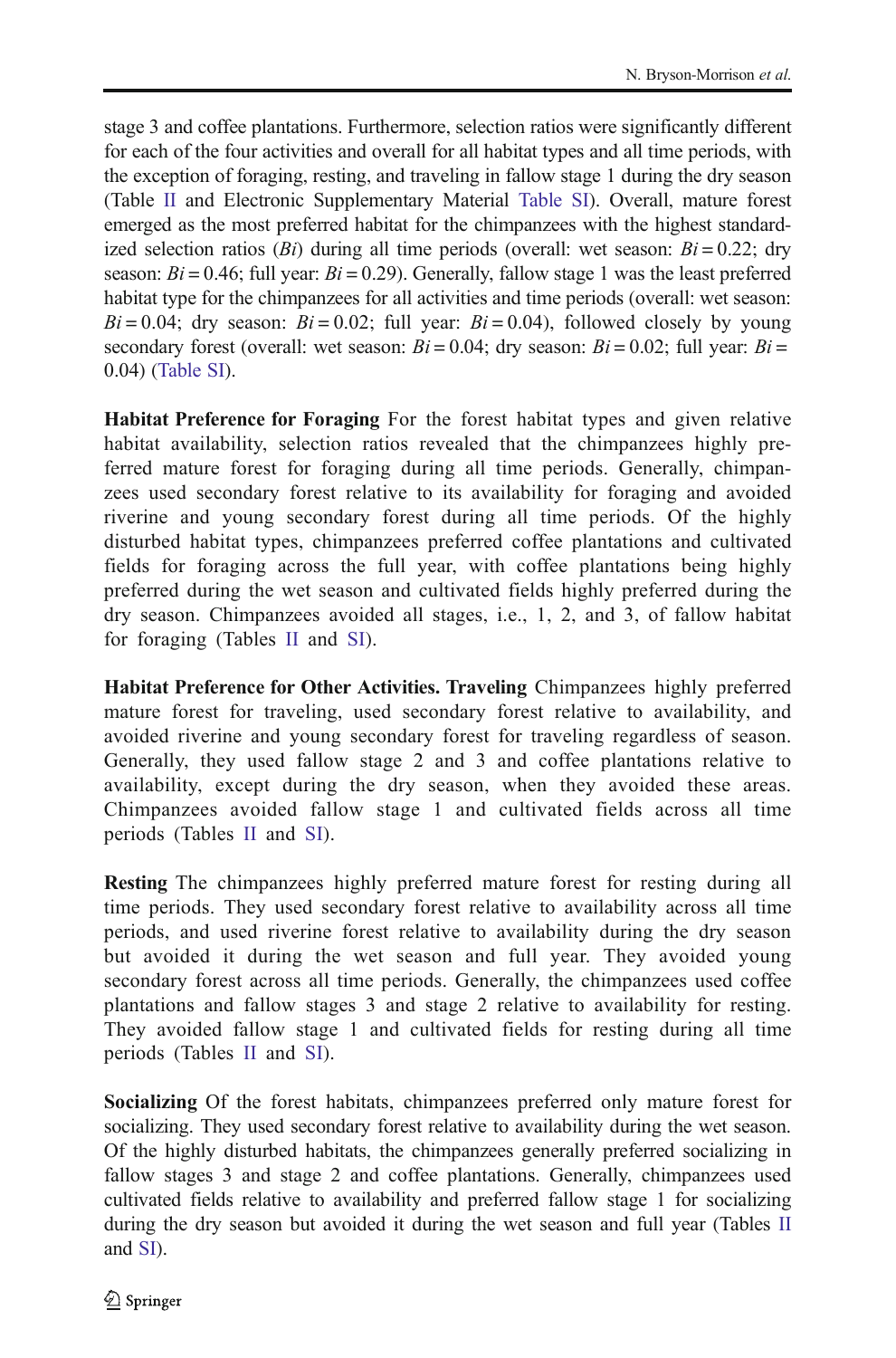stage 3 and coffee plantations. Furthermore, selection ratios were significantly different for each of the four activities and overall for all habitat types and all time periods, with the exception of foraging, resting, and traveling in fallow stage 1 during the dry season (Table II and Electronic Supplementary Material Table SI). Overall, mature forest emerged as the most preferred habitat for the chimpanzees with the highest standardized selection ratios ($Bi$) during all time periods (overall: wet season: $Bi = 0.22$; dry season: $Bi = 0.46$; full year: $Bi = 0.29$). Generally, fallow stage 1 was the least preferred habitat type for the chimpanzees for all activities and time periods (overall: wet season: $Bi = 0.04$; dry season: $Bi = 0.02$; full year: $Bi = 0.04$), followed closely by young secondary forest (overall: wet season: $Bi = 0.04$; dry season: $Bi = 0.02$; full year: $Bi = 0.04$) (Table SI).

**Habitat Preference for Foraging** For the forest habitat types and given relative habitat availability, selection ratios revealed that the chimpanzees highly preferred mature forest for foraging during all time periods. Generally, chimpanzees used secondary forest relative to its availability for foraging and avoided riverine and young secondary forest during all time periods. Of the highly disturbed habitat types, chimpanzees preferred coffee plantations and cultivated fields for foraging across the full year, with coffee plantations being highly preferred during the wet season and cultivated fields highly preferred during the dry season. Chimpanzees avoided all stages, i.e., 1, 2, and 3, of fallow habitat for foraging (Tables II and SI).

**Habitat Preference for Other Activities. Traveling** Chimpanzees highly preferred mature forest for traveling, used secondary forest relative to availability, and avoided riverine and young secondary forest for traveling regardless of season. Generally, they used fallow stage 2 and 3 and coffee plantations relative to availability, except during the dry season, when they avoided these areas. Chimpanzees avoided fallow stage 1 and cultivated fields across all time periods (Tables II and SI).

**Resting** The chimpanzees highly preferred mature forest for resting during all time periods. They used secondary forest relative to availability across all time periods, and used riverine forest relative to availability during the dry season but avoided it during the wet season and full year. They avoided young secondary forest across all time periods. Generally, the chimpanzees used coffee plantations and fallow stages 3 and stage 2 relative to availability for resting. They avoided fallow stage 1 and cultivated fields for resting during all time periods (Tables II and SI).

**Socializing** Of the forest habitats, chimpanzees preferred only mature forest for socializing. They used secondary forest relative to availability during the wet season. Of the highly disturbed habitats, the chimpanzees generally preferred socializing in fallow stages 3 and stage 2 and coffee plantations. Generally, chimpanzees used cultivated fields relative to availability and preferred fallow stage 1 for socializing during the dry season but avoided it during the wet season and full year (Tables II and SI).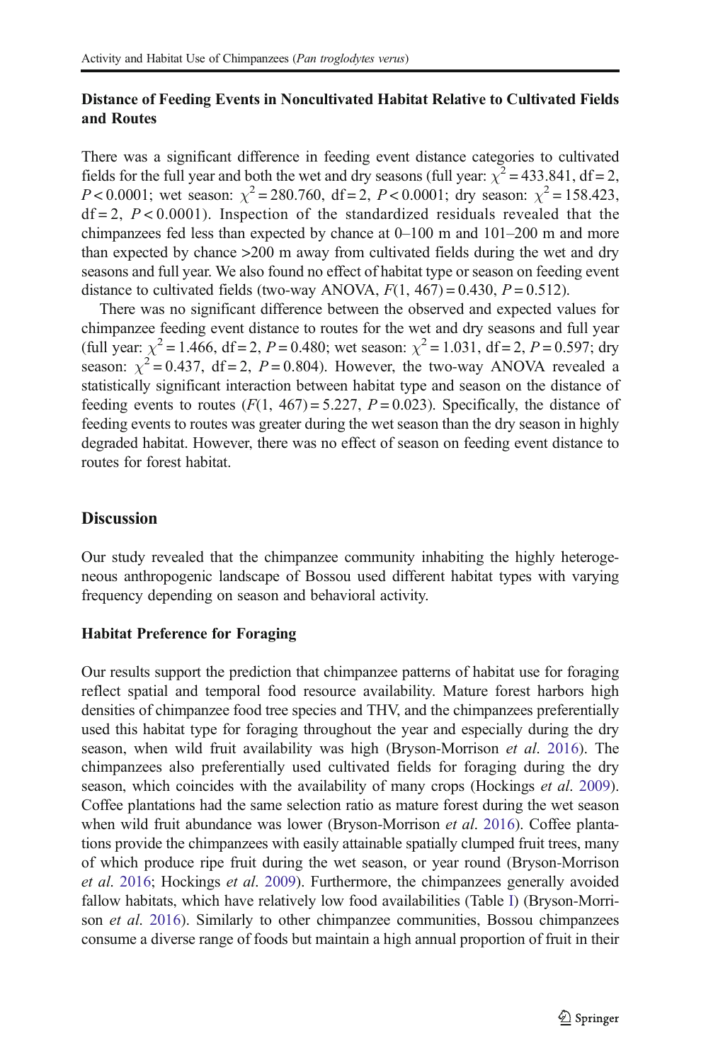### Distance of Feeding Events in Noncultivated Habitat Relative to Cultivated Fields and Routes

There was a significant difference in feeding event distance categories to cultivated fields for the full year and both the wet and dry seasons (full year: $\chi^2 = 433.841$, df = 2, $P < 0.0001$; wet season: $\chi^2 = 280.760$, df = 2, $P < 0.0001$; dry season: $\chi^2 = 158.423$, df = 2, $P < 0.0001$). Inspection of the standardized residuals revealed that the chimpanzees fed less than expected by chance at 0–100 m and 101–200 m and more than expected by chance >200 m away from cultivated fields during the wet and dry seasons and full year. We also found no effect of habitat type or season on feeding event distance to cultivated fields (two-way ANOVA, $F(1, 467) = 0.430$, $P = 0.512$).

There was no significant difference between the observed and expected values for chimpanzee feeding event distance to routes for the wet and dry seasons and full year (full year: $\chi^2 = 1.466$, df = 2, $P = 0.480$; wet season: $\chi^2 = 1.031$, df = 2, $P = 0.597$; dry season: $\chi^2 = 0.437$, df = 2, $P = 0.804$). However, the two-way ANOVA revealed a statistically significant interaction between habitat type and season on the distance of feeding events to routes ($F(1, 467) = 5.227$, $P = 0.023$). Specifically, the distance of feeding events to routes was greater during the wet season than the dry season in highly degraded habitat. However, there was no effect of season on feeding event distance to routes for forest habitat.

## Discussion

Our study revealed that the chimpanzee community inhabiting the highly heterogeneous anthropogenic landscape of Bossou used different habitat types with varying frequency depending on season and behavioral activity.

### Habitat Preference for Foraging

Our results support the prediction that chimpanzee patterns of habitat use for foraging reflect spatial and temporal food resource availability. Mature forest harbors high densities of chimpanzee food tree species and THV, and the chimpanzees preferentially used this habitat type for foraging throughout the year and especially during the dry season, when wild fruit availability was high (Bryson-Morrison *et al.* 2016). The chimpanzees also preferentially used cultivated fields for foraging during the dry season, which coincides with the availability of many crops (Hockings *et al.* 2009). Coffee plantations had the same selection ratio as mature forest during the wet season when wild fruit abundance was lower (Bryson-Morrison *et al.* 2016). Coffee plantations provide the chimpanzees with easily attainable spatially clumped fruit trees, many of which produce ripe fruit during the wet season, or year round (Bryson-Morrison *et al.* 2016; Hockings *et al.* 2009). Furthermore, the chimpanzees generally avoided fallow habitats, which have relatively low food availabilities (Table I) (Bryson-Morrison *et al.* 2016). Similarly to other chimpanzee communities, Bossou chimpanzees consume a diverse range of foods but maintain a high annual proportion of fruit in their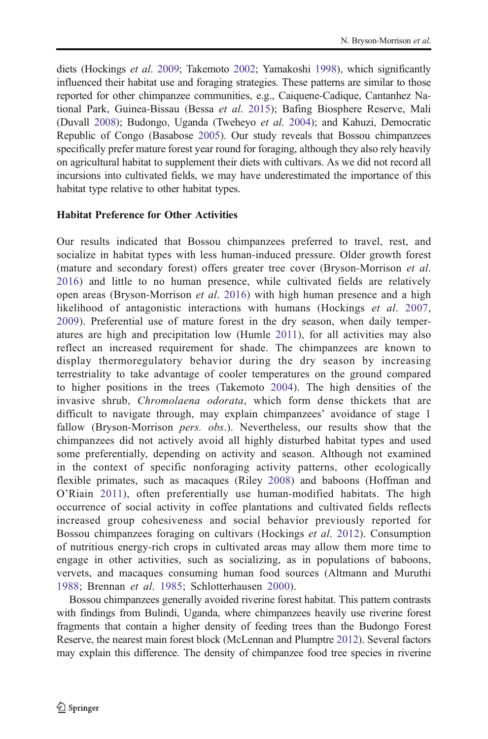diets (Hockings *et al.* 2009; Takemoto 2002; Yamakoshi 1998), which significantly influenced their habitat use and foraging strategies. These patterns are similar to those reported for other chimpanzee communities, e.g., Caiquene-Cadique, Cantanhez National Park, Guinea-Bissau (Bessa *et al.* 2015); Bafing Biosphere Reserve, Mali (Duvall 2008); Budongo, Uganda (Tweheyo *et al.* 2004); and Kahuzi, Democratic Republic of Congo (Basabose 2005). Our study reveals that Bossou chimpanzees specifically prefer mature forest year round for foraging, although they also rely heavily on agricultural habitat to supplement their diets with cultivars. As we did not record all incursions into cultivated fields, we may have underestimated the importance of this habitat type relative to other habitat types.

**Habitat Preference for Other Activities**

Our results indicated that Bossou chimpanzees preferred to travel, rest, and socialize in habitat types with less human-induced pressure. Older growth forest (mature and secondary forest) offers greater tree cover (Bryson-Morrison *et al.* 2016) and little to no human presence, while cultivated fields are relatively open areas (Bryson-Morrison *et al.* 2016) with high human presence and a high likelihood of antagonistic interactions with humans (Hockings *et al.* 2007, 2009). Preferential use of mature forest in the dry season, when daily temperatures are high and precipitation low (Humle 2011), for all activities may also reflect an increased requirement for shade. The chimpanzees are known to display thermoregulatory behavior during the dry season by increasing terrestriality to take advantage of cooler temperatures on the ground compared to higher positions in the trees (Takemoto 2004). The high densities of the invasive shrub, *Chromolaena odorata*, which form dense thickets that are difficult to navigate through, may explain chimpanzees' avoidance of stage 1 fallow (Bryson-Morrison *pers. obs.*). Nevertheless, our results show that the chimpanzees did not actively avoid all highly disturbed habitat types and used some preferentially, depending on activity and season. Although not examined in the context of specific nonforaging activity patterns, other ecologically flexible primates, such as macaques (Riley 2008) and baboons (Hoffman and O'Riain 2011), often preferentially use human-modified habitats. The high occurrence of social activity in coffee plantations and cultivated fields reflects increased group cohesiveness and social behavior previously reported for Bossou chimpanzees foraging on cultivars (Hockings *et al.* 2012). Consumption of nutritious energy-rich crops in cultivated areas may allow them more time to engage in other activities, such as socializing, as in populations of baboons, vervets, and macaques consuming human food sources (Altmann and Muruthi 1988; Brennan *et al.* 1985; Schlotterhausen 2000).

Bossou chimpanzees generally avoided riverine forest habitat. This pattern contrasts with findings from Bulindi, Uganda, where chimpanzees heavily use riverine forest fragments that contain a higher density of feeding trees than the Budongo Forest Reserve, the nearest main forest block (McLennan and Plumptre 2012). Several factors may explain this difference. The density of chimpanzee food tree species in riverine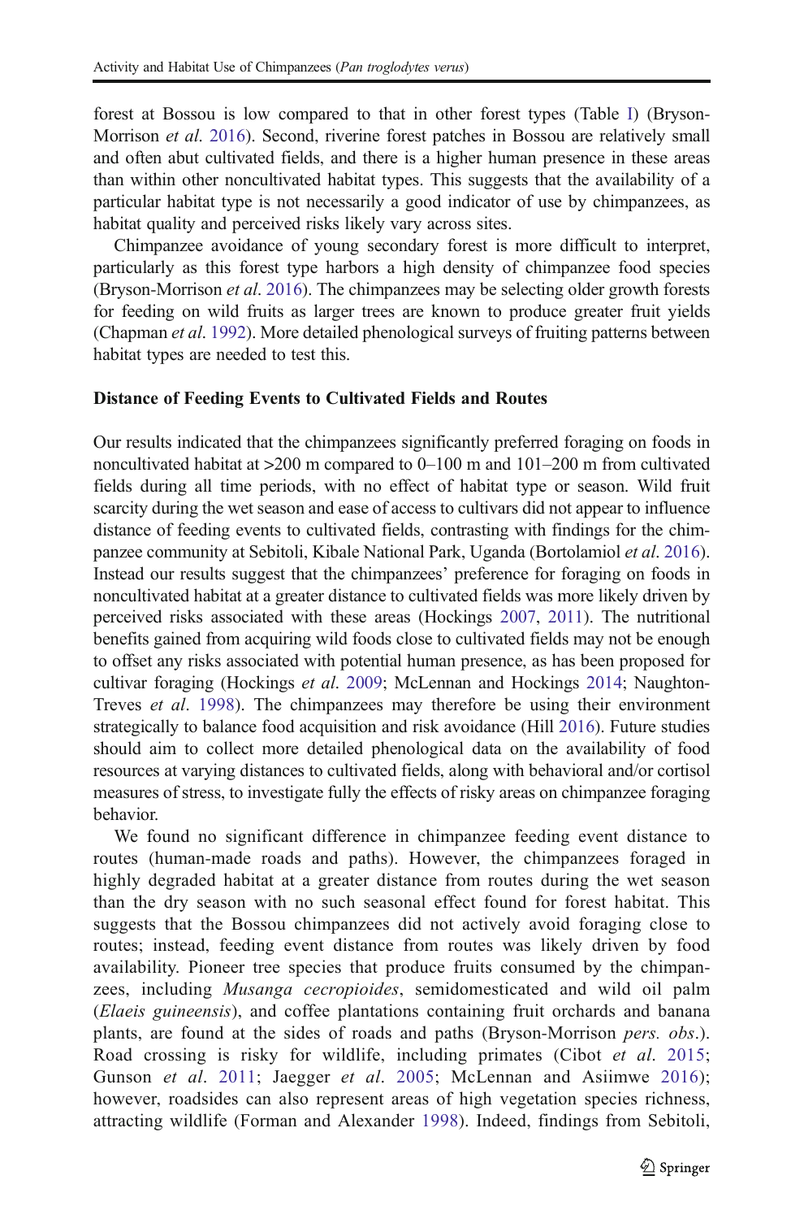forest at Bossou is low compared to that in other forest types (Table I) (Bryson-Morrison *et al*. 2016). Second, riverine forest patches in Bossou are relatively small and often abut cultivated fields, and there is a higher human presence in these areas than within other noncultivated habitat types. This suggests that the availability of a particular habitat type is not necessarily a good indicator of use by chimpanzees, as habitat quality and perceived risks likely vary across sites.

Chimpanzee avoidance of young secondary forest is more difficult to interpret, particularly as this forest type harbors a high density of chimpanzee food species (Bryson-Morrison *et al*. 2016). The chimpanzees may be selecting older growth forests for feeding on wild fruits as larger trees are known to produce greater fruit yields (Chapman *et al*. 1992). More detailed phenological surveys of fruiting patterns between habitat types are needed to test this.

**Distance of Feeding Events to Cultivated Fields and Routes**

Our results indicated that the chimpanzees significantly preferred foraging on foods in noncultivated habitat at >200 m compared to 0–100 m and 101–200 m from cultivated fields during all time periods, with no effect of habitat type or season. Wild fruit scarcity during the wet season and ease of access to cultivars did not appear to influence distance of feeding events to cultivated fields, contrasting with findings for the chimpanzee community at Sebitoli, Kibale National Park, Uganda (Bortolamiol *et al*. 2016). Instead our results suggest that the chimpanzees' preference for foraging on foods in noncultivated habitat at a greater distance to cultivated fields was more likely driven by perceived risks associated with these areas (Hockings 2007, 2011). The nutritional benefits gained from acquiring wild foods close to cultivated fields may not be enough to offset any risks associated with potential human presence, as has been proposed for cultivar foraging (Hockings *et al*. 2009; McLennan and Hockings 2014; Naughton-Treves *et al*. 1998). The chimpanzees may therefore be using their environment strategically to balance food acquisition and risk avoidance (Hill 2016). Future studies should aim to collect more detailed phenological data on the availability of food resources at varying distances to cultivated fields, along with behavioral and/or cortisol measures of stress, to investigate fully the effects of risky areas on chimpanzee foraging behavior.

We found no significant difference in chimpanzee feeding event distance to routes (human-made roads and paths). However, the chimpanzees foraged in highly degraded habitat at a greater distance from routes during the wet season than the dry season with no such seasonal effect found for forest habitat. This suggests that the Bossou chimpanzees did not actively avoid foraging close to routes; instead, feeding event distance from routes was likely driven by food availability. Pioneer tree species that produce fruits consumed by the chimpanzees, including *Musanga cecropioides*, semidomesticated and wild oil palm (*Elaeis guineensis*), and coffee plantations containing fruit orchards and banana plants, are found at the sides of roads and paths (Bryson-Morrison *pers. obs*.). Road crossing is risky for wildlife, including primates (Cibot *et al*. 2015; Gunson *et al*. 2011; Jaegger *et al*. 2005; McLennan and Asiimwe 2016); however, roadsides can also represent areas of high vegetation species richness, attracting wildlife (Forman and Alexander 1998). Indeed, findings from Sebitoli,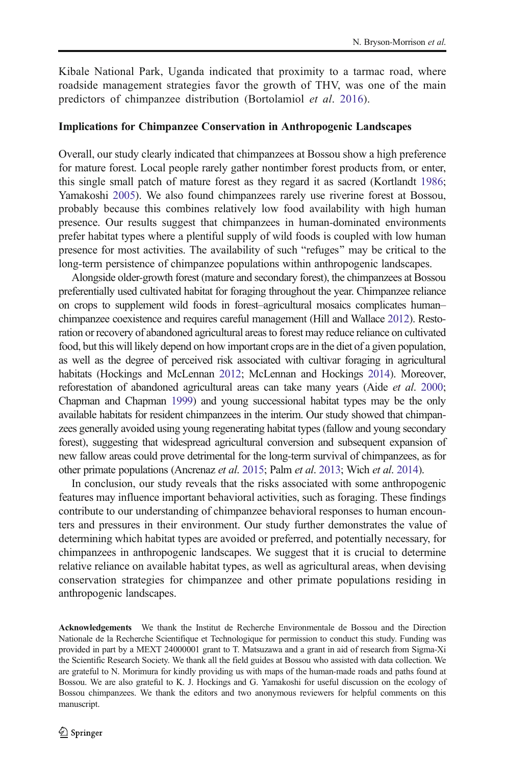Kibale National Park, Uganda indicated that proximity to a tarmac road, where roadside management strategies favor the growth of THV, was one of the main predictors of chimpanzee distribution (Bortolamiol *et al*. 2016).

### Implications for Chimpanzee Conservation in Anthropogenic Landscapes

Overall, our study clearly indicated that chimpanzees at Bossou show a high preference for mature forest. Local people rarely gather nontimber forest products from, or enter, this single small patch of mature forest as they regard it as sacred (Kortlandt 1986; Yamakoshi 2005). We also found chimpanzees rarely use riverine forest at Bossou, probably because this combines relatively low food availability with high human presence. Our results suggest that chimpanzees in human-dominated environments prefer habitat types where a plentiful supply of wild foods is coupled with low human presence for most activities. The availability of such "refuges" may be critical to the long-term persistence of chimpanzee populations within anthropogenic landscapes.

Alongside older-growth forest (mature and secondary forest), the chimpanzees at Bossou preferentially used cultivated habitat for foraging throughout the year. Chimpanzee reliance on crops to supplement wild foods in forest–agricultural mosaics complicates human–chimpanzee coexistence and requires careful management (Hill and Wallace 2012). Restoration or recovery of abandoned agricultural areas to forest may reduce reliance on cultivated food, but this will likely depend on how important crops are in the diet of a given population, as well as the degree of perceived risk associated with cultivar foraging in agricultural habitats (Hockings and McLennan 2012; McLennan and Hockings 2014). Moreover, reforestation of abandoned agricultural areas can take many years (Aide *et al*. 2000; Chapman and Chapman 1999) and young successional habitat types may be the only available habitats for resident chimpanzees in the interim. Our study showed that chimpanzees generally avoided using young regenerating habitat types (fallow and young secondary forest), suggesting that widespread agricultural conversion and subsequent expansion of new fallow areas could prove detrimental for the long-term survival of chimpanzees, as for other primate populations (Ancrenaz *et al*. 2015; Palm *et al*. 2013; Wich *et al*. 2014).

In conclusion, our study reveals that the risks associated with some anthropogenic features may influence important behavioral activities, such as foraging. These findings contribute to our understanding of chimpanzee behavioral responses to human encounters and pressures in their environment. Our study further demonstrates the value of determining which habitat types are avoided or preferred, and potentially necessary, for chimpanzees in anthropogenic landscapes. We suggest that it is crucial to determine relative reliance on available habitat types, as well as agricultural areas, when devising conservation strategies for chimpanzee and other primate populations residing in anthropogenic landscapes.

**Acknowledgements** We thank the Institut de Recherche Environmentale de Bossou and the Direction Nationale de la Recherche Scientifique et Technologique for permission to conduct this study. Funding was provided in part by a MEXT 24000001 grant to T. Matsuzawa and a grant in aid of research from Sigma-Xi the Scientific Research Society. We thank all the field guides at Bossou who assisted with data collection. We are grateful to N. Morimura for kindly providing us with maps of the human-made roads and paths found at Bossou. We are also grateful to K. J. Hockings and G. Yamakoshi for useful discussion on the ecology of Bossou chimpanzees. We thank the editors and two anonymous reviewers for helpful comments on this manuscript.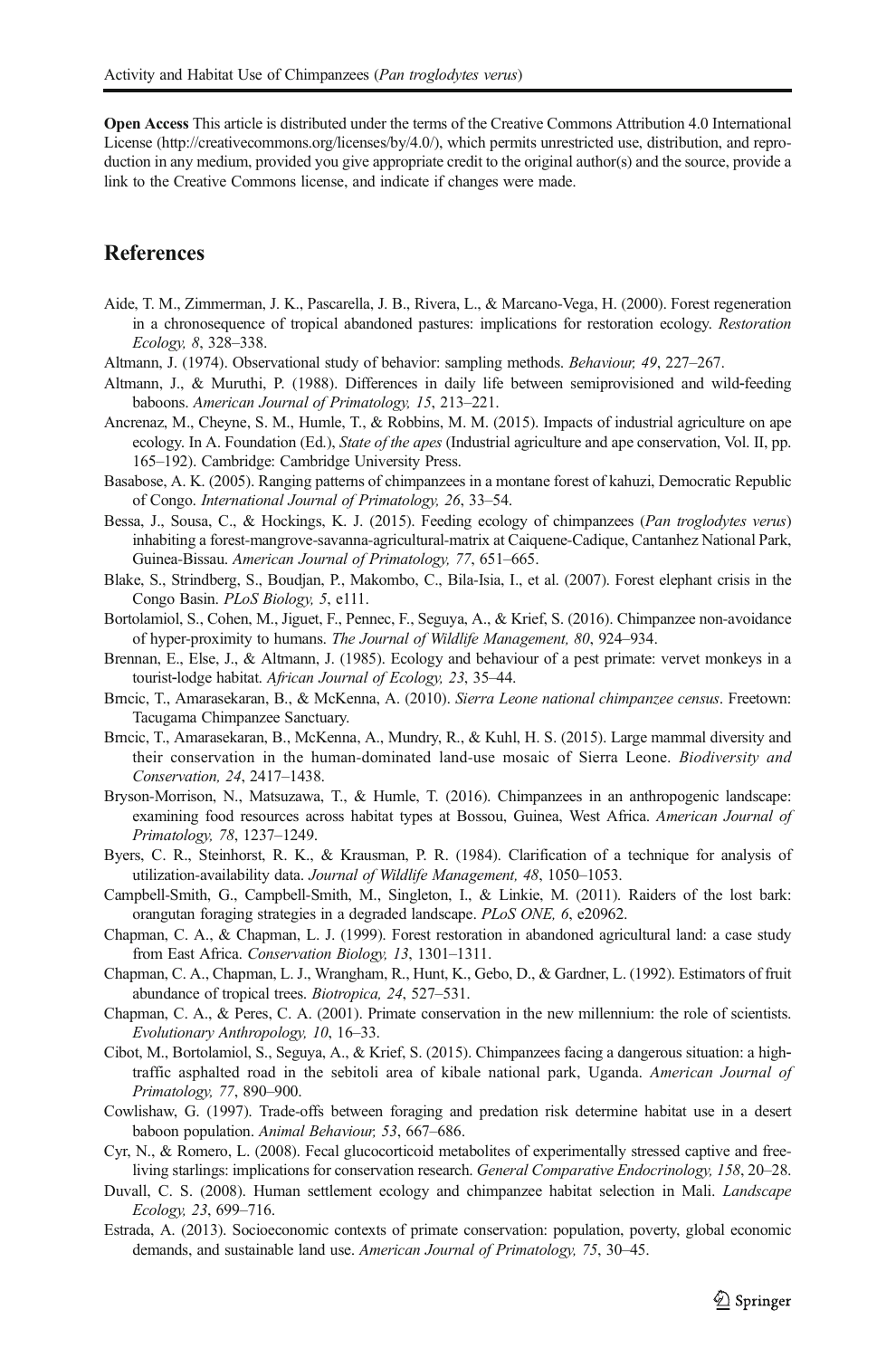**Open Access** This article is distributed under the terms of the Creative Commons Attribution 4.0 International License (http://creativecommons.org/licenses/by/4.0/), which permits unrestricted use, distribution, and reproduction in any medium, provided you give appropriate credit to the original author(s) and the source, provide a link to the Creative Commons license, and indicate if changes were made.

## References

Aide, T. M., Zimmerman, J. K., Pascarella, J. B., Rivera, L., & Marcano-Vega, H. (2000). Forest regeneration in a chronosequence of tropical abandoned pastures: implications for restoration ecology. *Restoration Ecology, 8*, 328–338.

Altmann, J. (1974). Observational study of behavior: sampling methods. *Behaviour, 49*, 227–267.

Altmann, J., & Muruthi, P. (1988). Differences in daily life between semiprovisioned and wild-feeding baboons. *American Journal of Primatology, 15*, 213–221.

Ancrenaz, M., Cheyne, S. M., Humle, T., & Robbins, M. M. (2015). Impacts of industrial agriculture on ape ecology. In A. Foundation (Ed.), *State of the apes* (Industrial agriculture and ape conservation, Vol. II, pp. 165–192). Cambridge: Cambridge University Press.

Basabose, A. K. (2005). Ranging patterns of chimpanzees in a montane forest of kahuzi, Democratic Republic of Congo. *International Journal of Primatology, 26*, 33–54.

Bessa, J., Sousa, C., & Hockings, K. J. (2015). Feeding ecology of chimpanzees (*Pan troglodytes verus*) inhabiting a forest-mangrove-savanna-agricultural-matrix at Caiquene-Cadique, Cantanhez National Park, Guinea-Bissau. *American Journal of Primatology, 77*, 651–665.

Blake, S., Strindberg, S., Boudjan, P., Makombo, C., Bila-Isia, I., et al. (2007). Forest elephant crisis in the Congo Basin. *PLoS Biology, 5*, e111.

Bortolamiol, S., Cohen, M., Jiguet, F., Pennec, F., Seguya, A., & Krief, S. (2016). Chimpanzee non-avoidance of hyper-proximity to humans. *The Journal of Wildlife Management, 80*, 924–934.

Brennan, E., Else, J., & Altmann, J. (1985). Ecology and behaviour of a pest primate: vervet monkeys in a tourist-lodge habitat. *African Journal of Ecology, 23*, 35–44.

Brncic, T., Amarasekaran, B., & McKenna, A. (2010). *Sierra Leone national chimpanzee census*. Freetown: Tacugama Chimpanzee Sanctuary.

Brncic, T., Amarasekaran, B., McKenna, A., Mundry, R., & Kuhl, H. S. (2015). Large mammal diversity and their conservation in the human-dominated land-use mosaic of Sierra Leone. *Biodiversity and Conservation, 24*, 2417–1438.

Bryson-Morrison, N., Matsuzawa, T., & Humle, T. (2016). Chimpanzees in an anthropogenic landscape: examining food resources across habitat types at Bossou, Guinea, West Africa. *American Journal of Primatology, 78*, 1237–1249.

Byers, C. R., Steinhorst, R. K., & Krausman, P. R. (1984). Clarification of a technique for analysis of utilization-availability data. *Journal of Wildlife Management, 48*, 1050–1053.

Campbell-Smith, G., Campbell-Smith, M., Singleton, I., & Linkie, M. (2011). Raiders of the lost bark: orangutan foraging strategies in a degraded landscape. *PLoS ONE, 6*, e20962.

Chapman, C. A., & Chapman, L. J. (1999). Forest restoration in abandoned agricultural land: a case study from East Africa. *Conservation Biology, 13*, 1301–1311.

Chapman, C. A., Chapman, L. J., Wrangham, R., Hunt, K., Gebo, D., & Gardner, L. (1992). Estimators of fruit abundance of tropical trees. *Biotropica, 24*, 527–531.

Chapman, C. A., & Peres, C. A. (2001). Primate conservation in the new millennium: the role of scientists. *Evolutionary Anthropology, 10*, 16–33.

Cibot, M., Bortolamiol, S., Seguya, A., & Krief, S. (2015). Chimpanzees facing a dangerous situation: a high-traffic asphalted road in the sebitoli area of kibale national park, Uganda. *American Journal of Primatology, 77*, 890–900.

Cowlishaw, G. (1997). Trade-offs between foraging and predation risk determine habitat use in a desert baboon population. *Animal Behaviour, 53*, 667–686.

Cyr, N., & Romero, L. (2008). Fecal glucocorticoid metabolites of experimentally stressed captive and free-living starlings: implications for conservation research. *General Comparative Endocrinology, 158*, 20–28.

Duvall, C. S. (2008). Human settlement ecology and chimpanzee habitat selection in Mali. *Landscape Ecology, 23*, 699–716.

Estrada, A. (2013). Socioeconomic contexts of primate conservation: population, poverty, global economic demands, and sustainable land use. *American Journal of Primatology, 75*, 30–45.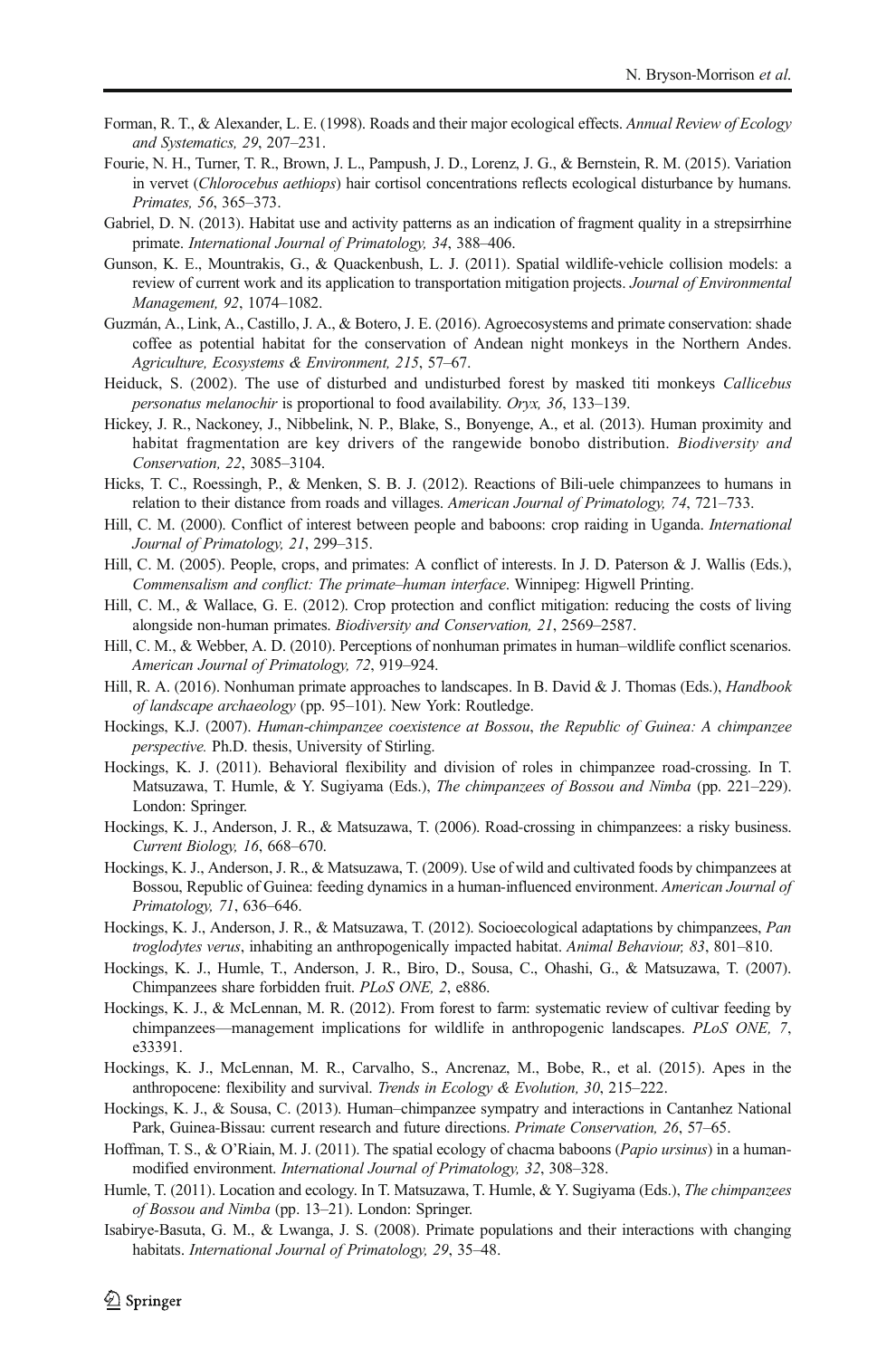Forman, R. T., & Alexander, L. E. (1998). Roads and their major ecological effects. *Annual Review of Ecology and Systematics, 29*, 207–231.

Fourie, N. H., Turner, T. R., Brown, J. L., Pampush, J. D., Lorenz, J. G., & Bernstein, R. M. (2015). Variation in vervet (*Chlorocebus aethiops*) hair cortisol concentrations reflects ecological disturbance by humans. *Primates, 56*, 365–373.

Gabriel, D. N. (2013). Habitat use and activity patterns as an indication of fragment quality in a strepsirrhine primate. *International Journal of Primatology, 34*, 388–406.

Gunson, K. E., Mountrakis, G., & Quackenbush, L. J. (2011). Spatial wildlife-vehicle collision models: a review of current work and its application to transportation mitigation projects. *Journal of Environmental Management, 92*, 1074–1082.

Guzmán, A., Link, A., Castillo, J. A., & Botero, J. E. (2016). Agroecosystems and primate conservation: shade coffee as potential habitat for the conservation of Andean night monkeys in the Northern Andes. *Agriculture, Ecosystems & Environment, 215*, 57–67.

Heiduck, S. (2002). The use of disturbed and undisturbed forest by masked titi monkeys *Callicebus personatus melanochir* is proportional to food availability. *Oryx, 36*, 133–139.

Hickey, J. R., Nackoney, J., Nibbelink, N. P., Blake, S., Bonyenge, A., et al. (2013). Human proximity and habitat fragmentation are key drivers of the rangewide bonobo distribution. *Biodiversity and Conservation, 22*, 3085–3104.

Hicks, T. C., Roessingh, P., & Menken, S. B. J. (2012). Reactions of Bili-uele chimpanzees to humans in relation to their distance from roads and villages. *American Journal of Primatology, 74*, 721–733.

Hill, C. M. (2000). Conflict of interest between people and baboons: crop raiding in Uganda. *International Journal of Primatology, 21*, 299–315.

Hill, C. M. (2005). People, crops, and primates: A conflict of interests. In J. D. Paterson & J. Wallis (Eds.), *Commensalism and conflict: The primate–human interface*. Winnipeg: Higwell Printing.

Hill, C. M., & Wallace, G. E. (2012). Crop protection and conflict mitigation: reducing the costs of living alongside non-human primates. *Biodiversity and Conservation, 21*, 2569–2587.

Hill, C. M., & Webber, A. D. (2010). Perceptions of nonhuman primates in human–wildlife conflict scenarios. *American Journal of Primatology, 72*, 919–924.

Hill, R. A. (2016). Nonhuman primate approaches to landscapes. In B. David & J. Thomas (Eds.), *Handbook of landscape archaeology* (pp. 95–101). New York: Routledge.

Hockings, K.J. (2007). *Human-chimpanzee coexistence at Bossou, the Republic of Guinea: A chimpanzee perspective.* Ph.D. thesis, University of Stirling.

Hockings, K. J. (2011). Behavioral flexibility and division of roles in chimpanzee road-crossing. In T. Matsuzawa, T. Humle, & Y. Sugiyama (Eds.), *The chimpanzees of Bossou and Nimba* (pp. 221–229). London: Springer.

Hockings, K. J., Anderson, J. R., & Matsuzawa, T. (2006). Road-crossing in chimpanzees: a risky business. *Current Biology, 16*, 668–670.

Hockings, K. J., Anderson, J. R., & Matsuzawa, T. (2009). Use of wild and cultivated foods by chimpanzees at Bossou, Republic of Guinea: feeding dynamics in a human-influenced environment. *American Journal of Primatology, 71*, 636–646.

Hockings, K. J., Anderson, J. R., & Matsuzawa, T. (2012). Socioecological adaptations by chimpanzees, *Pan troglodytes verus*, inhabiting an anthropogenically impacted habitat. *Animal Behaviour, 83*, 801–810.

Hockings, K. J., Humle, T., Anderson, J. R., Biro, D., Sousa, C., Ohashi, G., & Matsuzawa, T. (2007). Chimpanzees share forbidden fruit. *PLoS ONE, 2*, e886.

Hockings, K. J., & McLennan, M. R. (2012). From forest to farm: systematic review of cultivar feeding by chimpanzees—management implications for wildlife in anthropogenic landscapes. *PLoS ONE, 7*, e33391.

Hockings, K. J., McLennan, M. R., Carvalho, S., Ancrenaz, M., Bobe, R., et al. (2015). Apes in the anthropocene: flexibility and survival. *Trends in Ecology & Evolution, 30*, 215–222.

Hockings, K. J., & Sousa, C. (2013). Human–chimpanzee sympatry and interactions in Cantanhez National Park, Guinea-Bissau: current research and future directions. *Primate Conservation, 26*, 57–65.

Hoffman, T. S., & O'Riain, M. J. (2011). The spatial ecology of chacma baboons (*Papio ursinus*) in a human-modified environment. *International Journal of Primatology, 32*, 308–328.

Humle, T. (2011). Location and ecology. In T. Matsuzawa, T. Humle, & Y. Sugiyama (Eds.), *The chimpanzees of Bossou and Nimba* (pp. 13–21). London: Springer.

Isabirye-Basuta, G. M., & Lwanga, J. S. (2008). Primate populations and their interactions with changing habitats. *International Journal of Primatology, 29*, 35–48.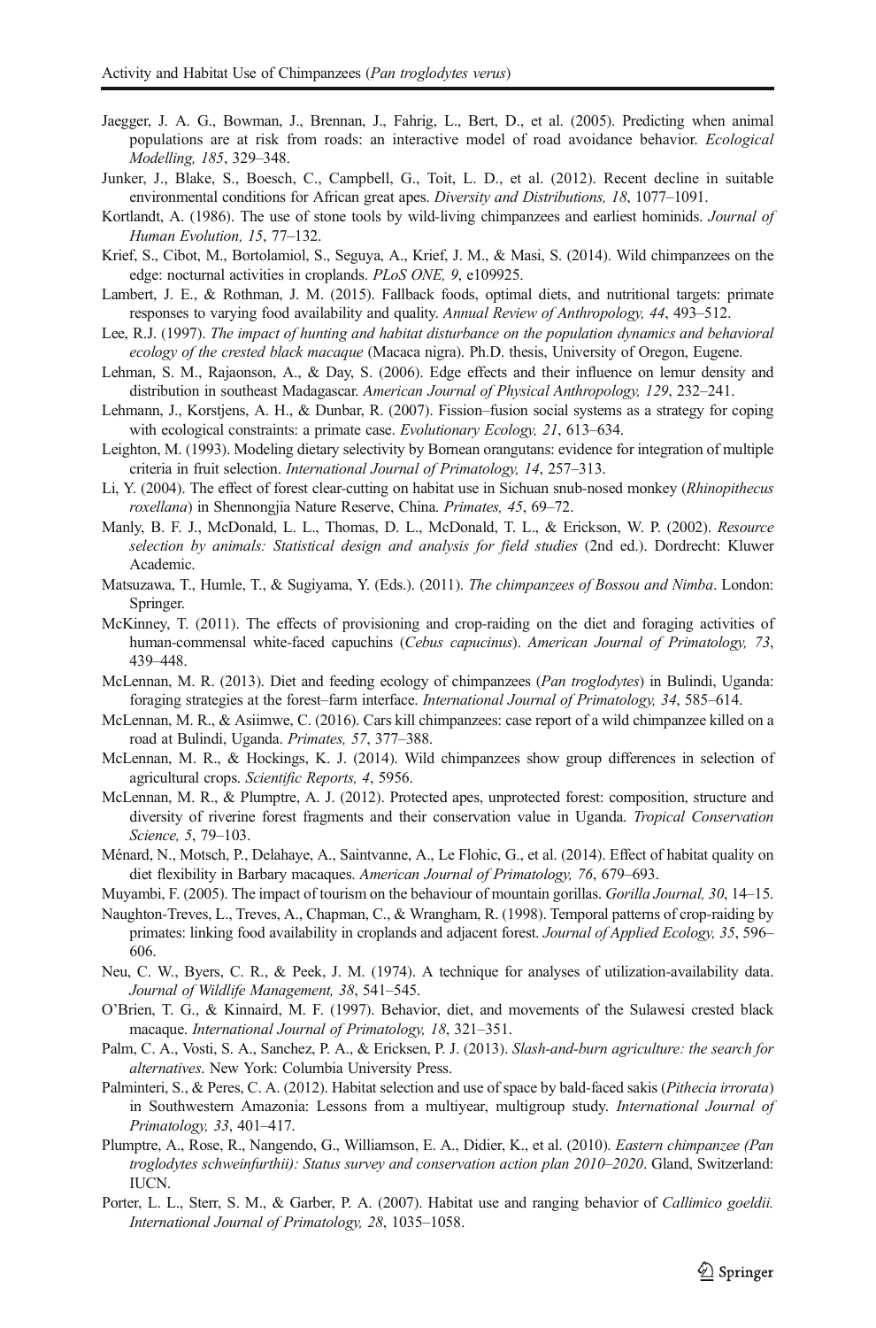Jaegger, J. A. G., Bowman, J., Brennan, J., Fahrig, L., Bert, D., et al. (2005). Predicting when animal populations are at risk from roads: an interactive model of road avoidance behavior. *Ecological Modelling, 185*, 329–348.

Junker, J., Blake, S., Boesch, C., Campbell, G., Toit, L. D., et al. (2012). Recent decline in suitable environmental conditions for African great apes. *Diversity and Distributions, 18*, 1077–1091.

Kortlandt, A. (1986). The use of stone tools by wild-living chimpanzees and earliest hominids. *Journal of Human Evolution, 15*, 77–132.

Krief, S., Cibot, M., Bortolamiol, S., Seguya, A., Krief, J. M., & Masi, S. (2014). Wild chimpanzees on the edge: nocturnal activities in croplands. *PLoS ONE, 9*, e109925.

Lambert, J. E., & Rothman, J. M. (2015). Fallback foods, optimal diets, and nutritional targets: primate responses to varying food availability and quality. *Annual Review of Anthropology, 44*, 493–512.

Lee, R.J. (1997). *The impact of hunting and habitat disturbance on the population dynamics and behavioral ecology of the crested black macaque* (Macaca nigra). Ph.D. thesis, University of Oregon, Eugene.

Lehman, S. M., Rajaonson, A., & Day, S. (2006). Edge effects and their influence on lemur density and distribution in southeast Madagascar. *American Journal of Physical Anthropology, 129*, 232–241.

Lehmann, J., Korstjens, A. H., & Dunbar, R. (2007). Fission–fusion social systems as a strategy for coping with ecological constraints: a primate case. *Evolutionary Ecology, 21*, 613–634.

Leighton, M. (1993). Modeling dietary selectivity by Bornean orangutans: evidence for integration of multiple criteria in fruit selection. *International Journal of Primatology, 14*, 257–313.

Li, Y. (2004). The effect of forest clear-cutting on habitat use in Sichuan snub-nosed monkey (*Rhinopithecus roxellana*) in Shennongjia Nature Reserve, China. *Primates, 45*, 69–72.

Manly, B. F. J., McDonald, L. L., Thomas, D. L., McDonald, T. L., & Erickson, W. P. (2002). *Resource selection by animals: Statistical design and analysis for field studies* (2nd ed.). Dordrecht: Kluwer Academic.

Matsuzawa, T., Humle, T., & Sugiyama, Y. (Eds.). (2011). *The chimpanzees of Bossou and Nimba*. London: Springer.

McKinney, T. (2011). The effects of provisioning and crop-raiding on the diet and foraging activities of human-commensal white-faced capuchins (*Cebus capucinus*). *American Journal of Primatology, 73*, 439–448.

McLennan, M. R. (2013). Diet and feeding ecology of chimpanzees (*Pan troglodytes*) in Bulindi, Uganda: foraging strategies at the forest–farm interface. *International Journal of Primatology, 34*, 585–614.

McLennan, M. R., & Asiimwe, C. (2016). Cars kill chimpanzees: case report of a wild chimpanzee killed on a road at Bulindi, Uganda. *Primates, 57*, 377–388.

McLennan, M. R., & Hockings, K. J. (2014). Wild chimpanzees show group differences in selection of agricultural crops. *Scientific Reports, 4*, 5956.

McLennan, M. R., & Plumptre, A. J. (2012). Protected apes, unprotected forest: composition, structure and diversity of riverine forest fragments and their conservation value in Uganda. *Tropical Conservation Science, 5*, 79–103.

Ménard, N., Motsch, P., Delahaye, A., Saintvanne, A., Le Flohic, G., et al. (2014). Effect of habitat quality on diet flexibility in Barbary macaques. *American Journal of Primatology, 76*, 679–693.

Muyambi, F. (2005). The impact of tourism on the behaviour of mountain gorillas. *Gorilla Journal, 30*, 14–15.

Naughton-Treves, L., Treves, A., Chapman, C., & Wrangham, R. (1998). Temporal patterns of crop-raiding by primates: linking food availability in croplands and adjacent forest. *Journal of Applied Ecology, 35*, 596–606.

Neu, C. W., Byers, C. R., & Peek, J. M. (1974). A technique for analyses of utilization-availability data. *Journal of Wildlife Management, 38*, 541–545.

O'Brien, T. G., & Kinnaird, M. F. (1997). Behavior, diet, and movements of the Sulawesi crested black macaque. *International Journal of Primatology, 18*, 321–351.

Palm, C. A., Vosti, S. A., Sanchez, P. A., & Ericksen, P. J. (2013). *Slash-and-burn agriculture: the search for alternatives*. New York: Columbia University Press.

Palminteri, S., & Peres, C. A. (2012). Habitat selection and use of space by bald-faced sakis (*Pithecia irrorata*) in Southwestern Amazonia: Lessons from a multiyear, multigroup study. *International Journal of Primatology, 33*, 401–417.

Plumptre, A., Rose, R., Nangendo, G., Williamson, E. A., Didier, K., et al. (2010). *Eastern chimpanzee (Pan troglodytes schweinfurthii): Status survey and conservation action plan 2010–2020*. Gland, Switzerland: IUCN.

Porter, L. L., Sterr, S. M., & Garber, P. A. (2007). Habitat use and ranging behavior of *Callimico goeldii. International Journal of Primatology, 28*, 1035–1058.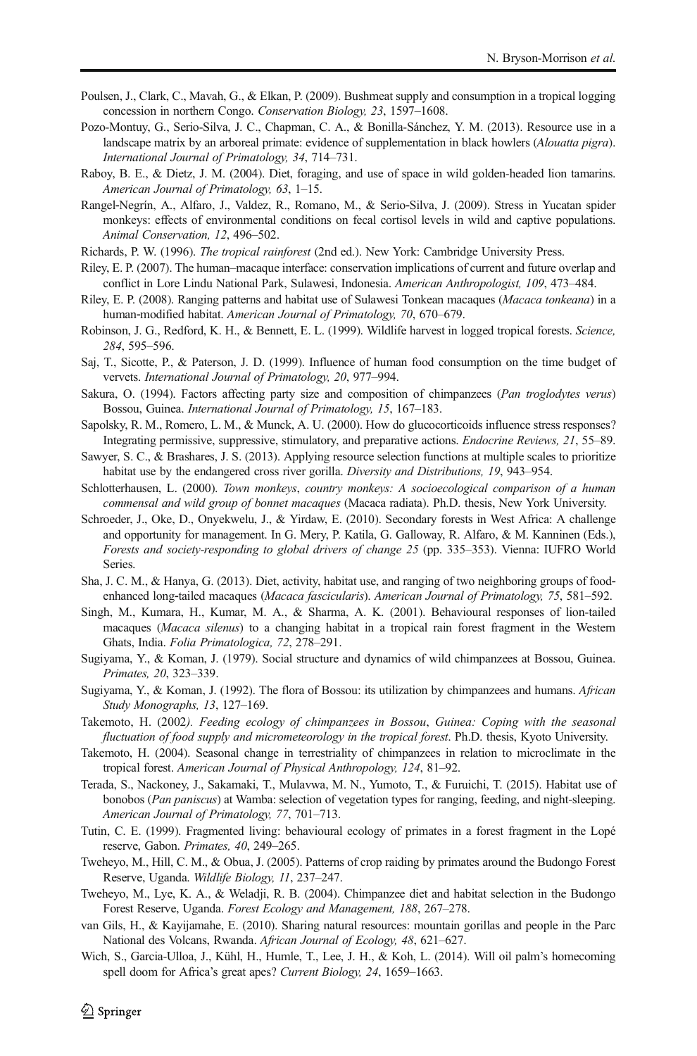Poulsen, J., Clark, C., Mavah, G., & Elkan, P. (2009). Bushmeat supply and consumption in a tropical logging concession in northern Congo. *Conservation Biology, 23*, 1597–1608.

Pozo-Montuy, G., Serio-Silva, J. C., Chapman, C. A., & Bonilla-Sánchez, Y. M. (2013). Resource use in a landscape matrix by an arboreal primate: evidence of supplementation in black howlers (*Alouatta pigra*). *International Journal of Primatology, 34*, 714–731.

Raboy, B. E., & Dietz, J. M. (2004). Diet, foraging, and use of space in wild golden-headed lion tamarins. *American Journal of Primatology, 63*, 1–15.

Rangel-Negrín, A., Alfaro, J., Valdez, R., Romano, M., & Serio-Silva, J. (2009). Stress in Yucatan spider monkeys: effects of environmental conditions on fecal cortisol levels in wild and captive populations. *Animal Conservation, 12*, 496–502.

Richards, P. W. (1996). *The tropical rainforest* (2nd ed.). New York: Cambridge University Press.

Riley, E. P. (2007). The human–macaque interface: conservation implications of current and future overlap and conflict in Lore Lindu National Park, Sulawesi, Indonesia. *American Anthropologist, 109*, 473–484.

Riley, E. P. (2008). Ranging patterns and habitat use of Sulawesi Tonkean macaques (*Macaca tonkeana*) in a human-modified habitat. *American Journal of Primatology, 70*, 670–679.

Robinson, J. G., Redford, K. H., & Bennett, E. L. (1999). Wildlife harvest in logged tropical forests. *Science, 284*, 595–596.

Saj, T., Sicotte, P., & Paterson, J. D. (1999). Influence of human food consumption on the time budget of vervets. *International Journal of Primatology, 20*, 977–994.

Sakura, O. (1994). Factors affecting party size and composition of chimpanzees (*Pan troglodytes verus*) Bossou, Guinea. *International Journal of Primatology, 15*, 167–183.

Sapolsky, R. M., Romero, L. M., & Munck, A. U. (2000). How do glucocorticoids influence stress responses? Integrating permissive, suppressive, stimulatory, and preparative actions. *Endocrine Reviews, 21*, 55–89.

Sawyer, S. C., & Brashares, J. S. (2013). Applying resource selection functions at multiple scales to prioritize habitat use by the endangered cross river gorilla. *Diversity and Distributions, 19*, 943–954.

Schlotterhausen, L. (2000). *Town monkeys, country monkeys: A socioecological comparison of a human commensal and wild group of bonnet macaques* (Macaca radiata). Ph.D. thesis, New York University.

Schroeder, J., Oke, D., Onyekwelu, J., & Yirdaw, E. (2010). Secondary forests in West Africa: A challenge and opportunity for management. In G. Mery, P. Katila, G. Galloway, R. Alfaro, & M. Kanninen (Eds.), *Forests and society-responding to global drivers of change 25* (pp. 335–353). Vienna: IUFRO World Series.

Sha, J. C. M., & Hanya, G. (2013). Diet, activity, habitat use, and ranging of two neighboring groups of food-enhanced long-tailed macaques (*Macaca fascicularis*). *American Journal of Primatology, 75*, 581–592.

Singh, M., Kumara, H., Kumar, M. A., & Sharma, A. K. (2001). Behavioural responses of lion-tailed macaques (*Macaca silenus*) to a changing habitat in a tropical rain forest fragment in the Western Ghats, India. *Folia Primatologica, 72*, 278–291.

Sugiyama, Y., & Koman, J. (1979). Social structure and dynamics of wild chimpanzees at Bossou, Guinea. *Primates, 20*, 323–339.

Sugiyama, Y., & Koman, J. (1992). The flora of Bossou: its utilization by chimpanzees and humans. *African Study Monographs, 13*, 127–169.

Takemoto, H. (2002). *Feeding ecology of chimpanzees in Bossou, Guinea: Coping with the seasonal fluctuation of food supply and micrometeorology in the tropical forest*. Ph.D. thesis, Kyoto University.

Takemoto, H. (2004). Seasonal change in terrestriality of chimpanzees in relation to microclimate in the tropical forest. *American Journal of Physical Anthropology, 124*, 81–92.

Terada, S., Nackoney, J., Sakamaki, T., Mulavwa, M. N., Yumoto, T., & Furuichi, T. (2015). Habitat use of bonobos (*Pan paniscus*) at Wamba: selection of vegetation types for ranging, feeding, and night-sleeping. *American Journal of Primatology, 77*, 701–713.

Tutin, C. E. (1999). Fragmented living: behavioural ecology of primates in a forest fragment in the Lopé reserve, Gabon. *Primates, 40*, 249–265.

Tweheyo, M., Hill, C. M., & Obua, J. (2005). Patterns of crop raiding by primates around the Budongo Forest Reserve, Uganda. *Wildlife Biology, 11*, 237–247.

Tweheyo, M., Lye, K. A., & Weladji, R. B. (2004). Chimpanzee diet and habitat selection in the Budongo Forest Reserve, Uganda. *Forest Ecology and Management, 188*, 267–278.

van Gils, H., & Kayijamahe, E. (2010). Sharing natural resources: mountain gorillas and people in the Parc National des Volcans, Rwanda. *African Journal of Ecology, 48*, 621–627.

Wich, S., Garcia-Ulloa, J., Kühl, H., Humle, T., Lee, J. H., & Koh, L. (2014). Will oil palm's homecoming spell doom for Africa's great apes? *Current Biology, 24*, 1659–1663.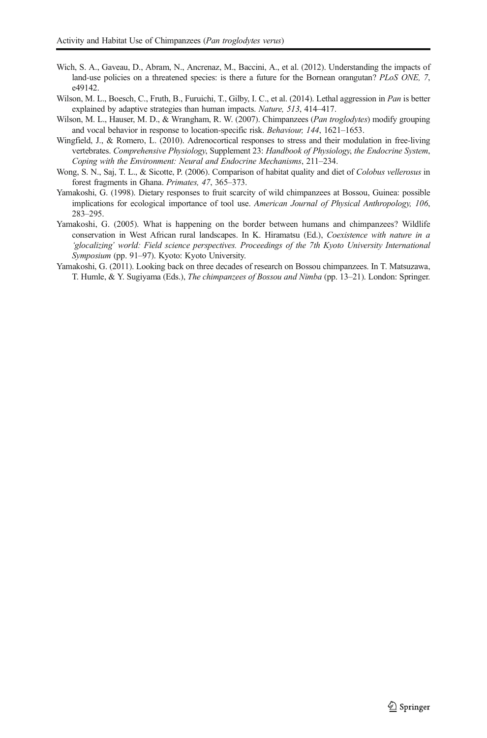Wich, S. A., Gaveau, D., Abram, N., Ancrenaz, M., Baccini, A., et al. (2012). Understanding the impacts of land-use policies on a threatened species: is there a future for the Bornean orangutan? *PLoS ONE, 7*, e49142.

Wilson, M. L., Boesch, C., Fruth, B., Furuichi, T., Gilby, I. C., et al. (2014). Lethal aggression in *Pan* is better explained by adaptive strategies than human impacts. *Nature, 513*, 414–417.

Wilson, M. L., Hauser, M. D., & Wrangham, R. W. (2007). Chimpanzees (*Pan troglodytes*) modify grouping and vocal behavior in response to location-specific risk. *Behaviour, 144*, 1621–1653.

Wingfield, J., & Romero, L. (2010). Adrenocortical responses to stress and their modulation in free-living vertebrates. *Comprehensive Physiology*, Supplement 23: *Handbook of Physiology, the Endocrine System, Coping with the Environment: Neural and Endocrine Mechanisms*, 211–234.

Wong, S. N., Saj, T. L., & Sicotte, P. (2006). Comparison of habitat quality and diet of *Colobus vellerosus* in forest fragments in Ghana. *Primates, 47*, 365–373.

Yamakoshi, G. (1998). Dietary responses to fruit scarcity of wild chimpanzees at Bossou, Guinea: possible implications for ecological importance of tool use. *American Journal of Physical Anthropology, 106*, 283–295.

Yamakoshi, G. (2005). What is happening on the border between humans and chimpanzees? Wildlife conservation in West African rural landscapes. In K. Hiramatsu (Ed.), *Coexistence with nature in a 'glocalizing' world: Field science perspectives. Proceedings of the 7th Kyoto University International Symposium* (pp. 91–97). Kyoto: Kyoto University.

Yamakoshi, G. (2011). Looking back on three decades of research on Bossou chimpanzees. In T. Matsuzawa, T. Humle, & Y. Sugiyama (Eds.), *The chimpanzees of Bossou and Nimba* (pp. 13–21). London: Springer.